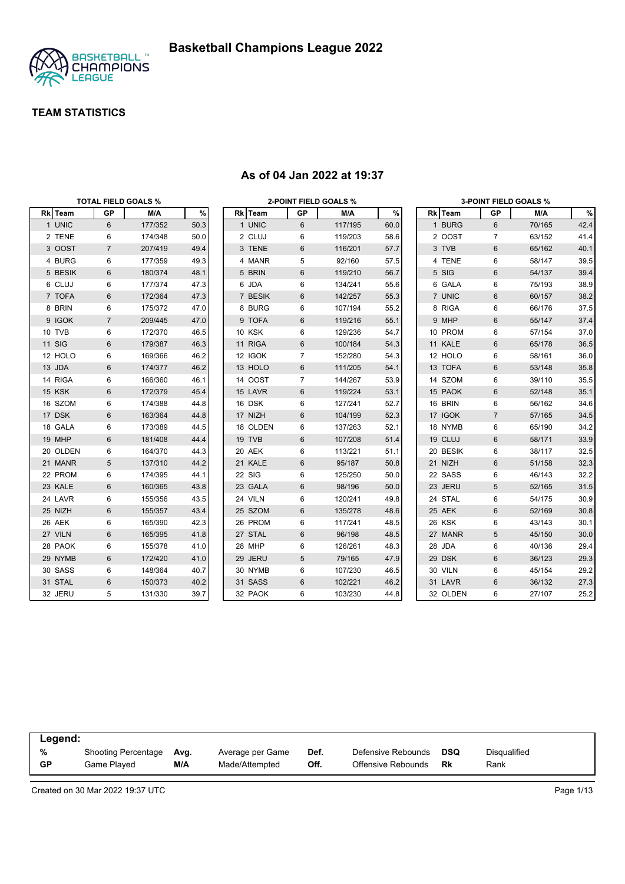# Basketball Champions League 2022

## TEAM STATISTICS

### As of 04 Jan 2022 at 19:37

**TOTAL FIELD GOALS %**

| Rk | Team | GP | M/A | % |
|---|---|---|---|---|
| 1 | UNIC | 6 | 177/352 | 50.3 |
| 2 | TENE | 6 | 174/348 | 50.0 |
| 3 | OOST | 7 | 207/419 | 49.4 |
| 4 | BURG | 6 | 177/359 | 49.3 |
| 5 | BESIK | 6 | 180/374 | 48.1 |
| 6 | CLUJ | 6 | 177/374 | 47.3 |
| 7 | TOFA | 6 | 172/364 | 47.3 |
| 8 | BRIN | 6 | 175/372 | 47.0 |
| 9 | IGOK | 7 | 209/445 | 47.0 |
| 10 | TVB | 6 | 172/370 | 46.5 |
| 11 | SIG | 6 | 179/387 | 46.3 |
| 12 | HOLO | 6 | 169/366 | 46.2 |
| 13 | JDA | 6 | 174/377 | 46.2 |
| 14 | RIGA | 6 | 166/360 | 46.1 |
| 15 | KSK | 6 | 172/379 | 45.4 |
| 16 | SZOM | 6 | 174/388 | 44.8 |
| 17 | DSK | 6 | 163/364 | 44.8 |
| 18 | GALA | 6 | 173/389 | 44.5 |
| 19 | MHP | 6 | 181/408 | 44.4 |
| 20 | OLDEN | 6 | 164/370 | 44.3 |
| 21 | MANR | 5 | 137/310 | 44.2 |
| 22 | PROM | 6 | 174/395 | 44.1 |
| 23 | KALE | 6 | 160/365 | 43.8 |
| 24 | LAVR | 6 | 155/356 | 43.5 |
| 25 | NIZH | 6 | 155/357 | 43.4 |
| 26 | AEK | 6 | 165/390 | 42.3 |
| 27 | VILN | 6 | 165/395 | 41.8 |
| 28 | PAOK | 6 | 155/378 | 41.0 |
| 29 | NYMB | 6 | 172/420 | 41.0 |
| 30 | SASS | 6 | 148/364 | 40.7 |
| 31 | STAL | 6 | 150/373 | 40.2 |
| 32 | JERU | 5 | 131/330 | 39.7 |

**2-POINT FIELD GOALS %**

| Rk | Team | GP | M/A | % |
|---|---|---|---|---|
| 1 | UNIC | 6 | 117/195 | 60.0 |
| 2 | CLUJ | 6 | 119/203 | 58.6 |
| 3 | TENE | 6 | 116/201 | 57.7 |
| 4 | MANR | 5 | 92/160 | 57.5 |
| 5 | BRIN | 6 | 119/210 | 56.7 |
| 6 | JDA | 6 | 134/241 | 55.6 |
| 7 | BESIK | 6 | 142/257 | 55.3 |
| 8 | BURG | 6 | 107/194 | 55.2 |
| 9 | TOFA | 6 | 119/216 | 55.1 |
| 10 | KSK | 6 | 129/236 | 54.7 |
| 11 | RIGA | 6 | 100/184 | 54.3 |
| 12 | IGOK | 7 | 152/280 | 54.3 |
| 13 | HOLO | 6 | 111/205 | 54.1 |
| 14 | OOST | 7 | 144/267 | 53.9 |
| 15 | LAVR | 6 | 119/224 | 53.1 |
| 16 | DSK | 6 | 127/241 | 52.7 |
| 17 | NIZH | 6 | 104/199 | 52.3 |
| 18 | OLDEN | 6 | 137/263 | 52.1 |
| 19 | TVB | 6 | 107/208 | 51.4 |
| 20 | AEK | 6 | 113/221 | 51.1 |
| 21 | KALE | 6 | 95/187 | 50.8 |
| 22 | SIG | 6 | 125/250 | 50.0 |
| 23 | GALA | 6 | 98/196 | 50.0 |
| 24 | VILN | 6 | 120/241 | 49.8 |
| 25 | SZOM | 6 | 135/278 | 48.6 |
| 26 | PROM | 6 | 117/241 | 48.5 |
| 27 | STAL | 6 | 96/198 | 48.5 |
| 28 | MHP | 6 | 126/261 | 48.3 |
| 29 | JERU | 5 | 79/165 | 47.9 |
| 30 | NYMB | 6 | 107/230 | 46.5 |
| 31 | SASS | 6 | 102/221 | 46.2 |
| 32 | PAOK | 6 | 103/230 | 44.8 |

**3-POINT FIELD GOALS %**

| Rk | Team | GP | M/A | % |
|---|---|---|---|---|
| 1 | BURG | 6 | 70/165 | 42.4 |
| 2 | OOST | 7 | 63/152 | 41.4 |
| 3 | TVB | 6 | 65/162 | 40.1 |
| 4 | TENE | 6 | 58/147 | 39.5 |
| 5 | SIG | 6 | 54/137 | 39.4 |
| 6 | GALA | 6 | 75/193 | 38.9 |
| 7 | UNIC | 6 | 60/157 | 38.2 |
| 8 | RIGA | 6 | 66/176 | 37.5 |
| 9 | MHP | 6 | 55/147 | 37.4 |
| 10 | PROM | 6 | 57/154 | 37.0 |
| 11 | KALE | 6 | 65/178 | 36.5 |
| 12 | HOLO | 6 | 58/161 | 36.0 |
| 13 | TOFA | 6 | 53/148 | 35.8 |
| 14 | SZOM | 6 | 39/110 | 35.5 |
| 15 | PAOK | 6 | 52/148 | 35.1 |
| 16 | BRIN | 6 | 56/162 | 34.6 |
| 17 | IGOK | 7 | 57/165 | 34.5 |
| 18 | NYMB | 6 | 65/190 | 34.2 |
| 19 | CLUJ | 6 | 58/171 | 33.9 |
| 20 | BESIK | 6 | 38/117 | 32.5 |
| 21 | NIZH | 6 | 51/158 | 32.3 |
| 22 | SASS | 6 | 46/143 | 32.2 |
| 23 | JERU | 5 | 52/165 | 31.5 |
| 24 | STAL | 6 | 54/175 | 30.9 |
| 25 | AEK | 6 | 52/169 | 30.8 |
| 26 | KSK | 6 | 43/143 | 30.1 |
| 27 | MANR | 5 | 45/150 | 30.0 |
| 28 | JDA | 6 | 40/136 | 29.4 |
| 29 | DSK | 6 | 36/123 | 29.3 |
| 30 | VILN | 6 | 45/154 | 29.2 |
| 31 | LAVR | 6 | 36/132 | 27.3 |
| 32 | OLDEN | 6 | 27/107 | 25.2 |

**Legend:**

| | | | | | | | |
|---|---|---|---|---|---|---|---|
| % | Shooting Percentage | Avg. | Average per Game | Def. | Defensive Rebounds | DSQ | Disqualified |
| GP | Game Played | M/A | Made/Attempted | Off. | Offensive Rebounds | Rk | Rank |

Created on 30 Mar 2022 19:37 UTC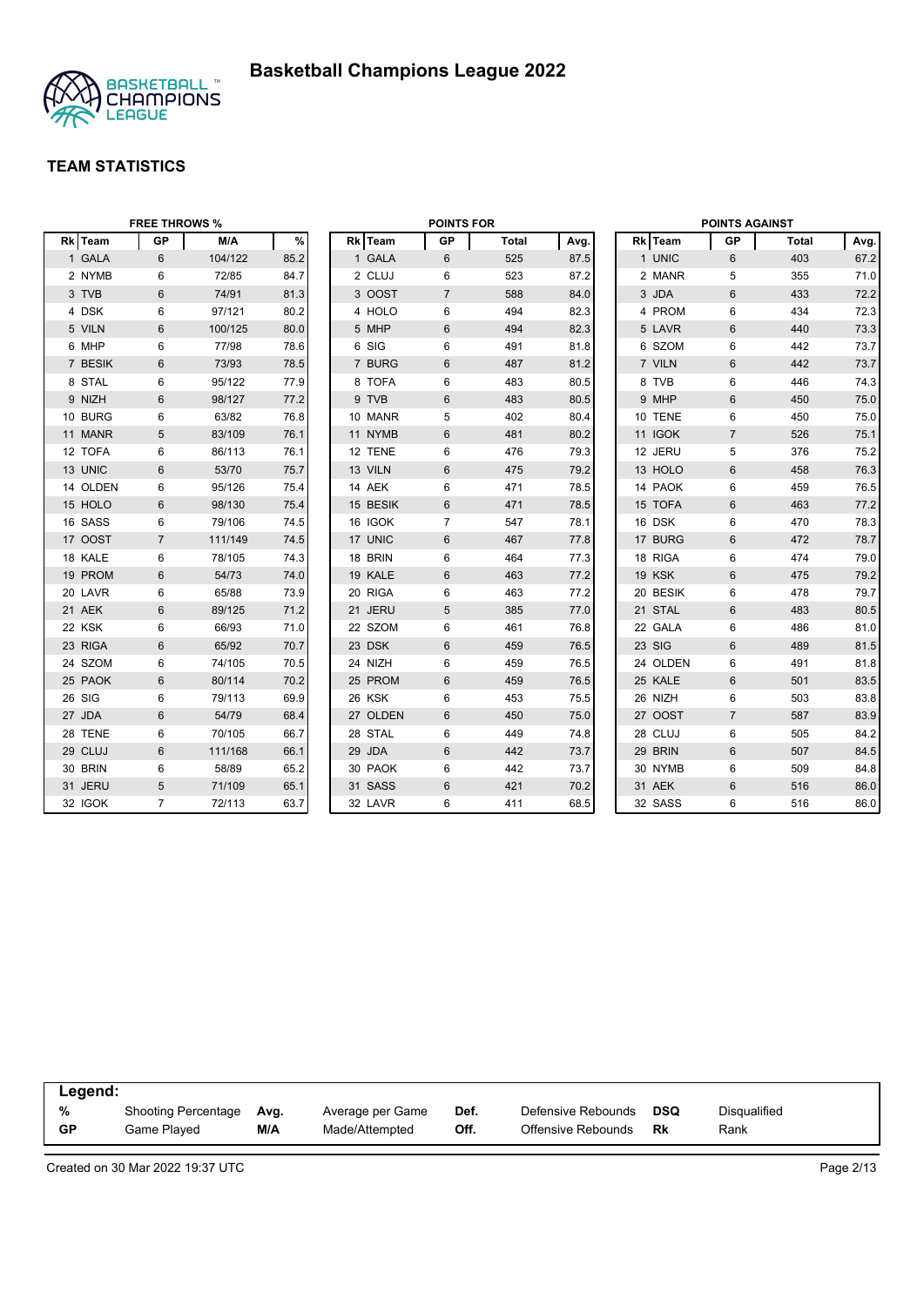# Basketball Champions League 2022

## TEAM STATISTICS

### FREE THROWS %

| Rk | Team | GP | M/A | % |
|---|---|---|---|---|
| 1 | GALA | 6 | 104/122 | 85.2 |
| 2 | NYMB | 6 | 72/85 | 84.7 |
| 3 | TVB | 6 | 74/91 | 81.3 |
| 4 | DSK | 6 | 97/121 | 80.2 |
| 5 | VILN | 6 | 100/125 | 80.0 |
| 6 | MHP | 6 | 77/98 | 78.6 |
| 7 | BESIK | 6 | 73/93 | 78.5 |
| 8 | STAL | 6 | 95/122 | 77.9 |
| 9 | NIZH | 6 | 98/127 | 77.2 |
| 10 | BURG | 6 | 63/82 | 76.8 |
| 11 | MANR | 5 | 83/109 | 76.1 |
| 12 | TOFA | 6 | 86/113 | 76.1 |
| 13 | UNIC | 6 | 53/70 | 75.7 |
| 14 | OLDEN | 6 | 95/126 | 75.4 |
| 15 | HOLO | 6 | 98/130 | 75.4 |
| 16 | SASS | 6 | 79/106 | 74.5 |
| 17 | OOST | 7 | 111/149 | 74.5 |
| 18 | KALE | 6 | 78/105 | 74.3 |
| 19 | PROM | 6 | 54/73 | 74.0 |
| 20 | LAVR | 6 | 65/88 | 73.9 |
| 21 | AEK | 6 | 89/125 | 71.2 |
| 22 | KSK | 6 | 66/93 | 71.0 |
| 23 | RIGA | 6 | 65/92 | 70.7 |
| 24 | SZOM | 6 | 74/105 | 70.5 |
| 25 | PAOK | 6 | 80/114 | 70.2 |
| 26 | SIG | 6 | 79/113 | 69.9 |
| 27 | JDA | 6 | 54/79 | 68.4 |
| 28 | TENE | 6 | 70/105 | 66.7 |
| 29 | CLUJ | 6 | 111/168 | 66.1 |
| 30 | BRIN | 6 | 58/89 | 65.2 |
| 31 | JERU | 5 | 71/109 | 65.1 |
| 32 | IGOK | 7 | 72/113 | 63.7 |

### POINTS FOR

| Rk | Team | GP | Total | Avg. |
|---|---|---|---|---|
| 1 | GALA | 6 | 525 | 87.5 |
| 2 | CLUJ | 6 | 523 | 87.2 |
| 3 | OOST | 7 | 588 | 84.0 |
| 4 | HOLO | 6 | 494 | 82.3 |
| 5 | MHP | 6 | 494 | 82.3 |
| 6 | SIG | 6 | 491 | 81.8 |
| 7 | BURG | 6 | 487 | 81.2 |
| 8 | TOFA | 6 | 483 | 80.5 |
| 9 | TVB | 6 | 483 | 80.5 |
| 10 | MANR | 5 | 402 | 80.4 |
| 11 | NYMB | 6 | 481 | 80.2 |
| 12 | TENE | 6 | 476 | 79.3 |
| 13 | VILN | 6 | 475 | 79.2 |
| 14 | AEK | 6 | 471 | 78.5 |
| 15 | BESIK | 6 | 471 | 78.5 |
| 16 | IGOK | 7 | 547 | 78.1 |
| 17 | UNIC | 6 | 467 | 77.8 |
| 18 | BRIN | 6 | 464 | 77.3 |
| 19 | KALE | 6 | 463 | 77.2 |
| 20 | RIGA | 6 | 463 | 77.2 |
| 21 | JERU | 5 | 385 | 77.0 |
| 22 | SZOM | 6 | 461 | 76.8 |
| 23 | DSK | 6 | 459 | 76.5 |
| 24 | NIZH | 6 | 459 | 76.5 |
| 25 | PROM | 6 | 459 | 76.5 |
| 26 | KSK | 6 | 453 | 75.5 |
| 27 | OLDEN | 6 | 450 | 75.0 |
| 28 | STAL | 6 | 449 | 74.8 |
| 29 | JDA | 6 | 442 | 73.7 |
| 30 | PAOK | 6 | 442 | 73.7 |
| 31 | SASS | 6 | 421 | 70.2 |
| 32 | LAVR | 6 | 411 | 68.5 |

### POINTS AGAINST

| Rk | Team | GP | Total | Avg. |
|---|---|---|---|---|
| 1 | UNIC | 6 | 403 | 67.2 |
| 2 | MANR | 5 | 355 | 71.0 |
| 3 | JDA | 6 | 433 | 72.2 |
| 4 | PROM | 6 | 434 | 72.3 |
| 5 | LAVR | 6 | 440 | 73.3 |
| 6 | SZOM | 6 | 442 | 73.7 |
| 7 | VILN | 6 | 442 | 73.7 |
| 8 | TVB | 6 | 446 | 74.3 |
| 9 | MHP | 6 | 450 | 75.0 |
| 10 | TENE | 6 | 450 | 75.0 |
| 11 | IGOK | 7 | 526 | 75.1 |
| 12 | JERU | 5 | 376 | 75.2 |
| 13 | HOLO | 6 | 458 | 76.3 |
| 14 | PAOK | 6 | 459 | 76.5 |
| 15 | TOFA | 6 | 463 | 77.2 |
| 16 | DSK | 6 | 470 | 78.3 |
| 17 | BURG | 6 | 472 | 78.7 |
| 18 | RIGA | 6 | 474 | 79.0 |
| 19 | KSK | 6 | 475 | 79.2 |
| 20 | BESIK | 6 | 478 | 79.7 |
| 21 | STAL | 6 | 483 | 80.5 |
| 22 | GALA | 6 | 486 | 81.0 |
| 23 | SIG | 6 | 489 | 81.5 |
| 24 | OLDEN | 6 | 491 | 81.8 |
| 25 | KALE | 6 | 501 | 83.5 |
| 26 | NIZH | 6 | 503 | 83.8 |
| 27 | OOST | 7 | 587 | 83.9 |
| 28 | CLUJ | 6 | 505 | 84.2 |
| 29 | BRIN | 6 | 507 | 84.5 |
| 30 | NYMB | 6 | 509 | 84.8 |
| 31 | AEK | 6 | 516 | 86.0 |
| 32 | SASS | 6 | 516 | 86.0 |

**Legend:**

| | | | | | | | |
|---|---|---|---|---|---|---|---|
| **%** | Shooting Percentage | **Avg.** | Average per Game | **Def.** | Defensive Rebounds | **DSQ** | Disqualified |
| **GP** | Game Played | **M/A** | Made/Attempted | **Off.** | Offensive Rebounds | **Rk** | Rank |

Created on 30 Mar 2022 19:37 UTC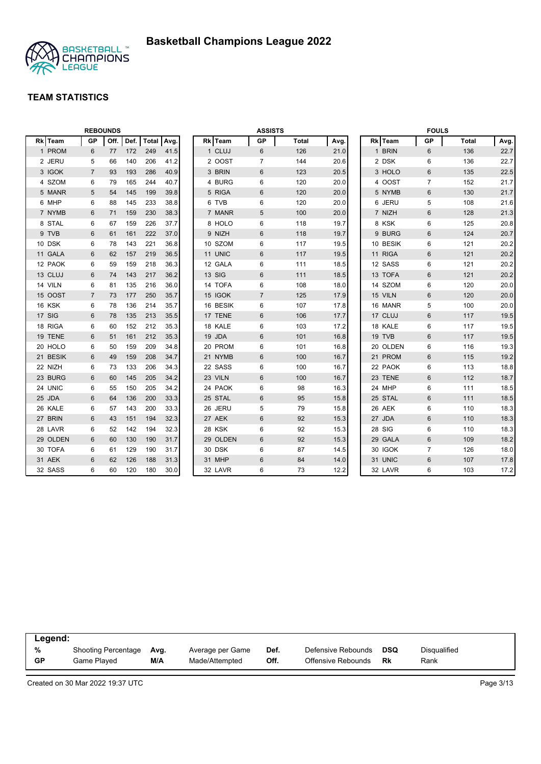# Basketball Champions League 2022

## TEAM STATISTICS

### REBOUNDS

| Rk | Team | GP | Off. | Def. | Total | Avg. |
|---|---|---|---|---|---|---|
| 1 | PROM | 6 | 77 | 172 | 249 | 41.5 |
| 2 | JERU | 5 | 66 | 140 | 206 | 41.2 |
| 3 | IGOK | 7 | 93 | 193 | 286 | 40.9 |
| 4 | SZOM | 6 | 79 | 165 | 244 | 40.7 |
| 5 | MANR | 5 | 54 | 145 | 199 | 39.8 |
| 6 | MHP | 6 | 88 | 145 | 233 | 38.8 |
| 7 | NYMB | 6 | 71 | 159 | 230 | 38.3 |
| 8 | STAL | 6 | 67 | 159 | 226 | 37.7 |
| 9 | TVB | 6 | 61 | 161 | 222 | 37.0 |
| 10 | DSK | 6 | 78 | 143 | 221 | 36.8 |
| 11 | GALA | 6 | 62 | 157 | 219 | 36.5 |
| 12 | PAOK | 6 | 59 | 159 | 218 | 36.3 |
| 13 | CLUJ | 6 | 74 | 143 | 217 | 36.2 |
| 14 | VILN | 6 | 81 | 135 | 216 | 36.0 |
| 15 | OOST | 7 | 73 | 177 | 250 | 35.7 |
| 16 | KSK | 6 | 78 | 136 | 214 | 35.7 |
| 17 | SIG | 6 | 78 | 135 | 213 | 35.5 |
| 18 | RIGA | 6 | 60 | 152 | 212 | 35.3 |
| 19 | TENE | 6 | 51 | 161 | 212 | 35.3 |
| 20 | HOLO | 6 | 50 | 159 | 209 | 34.8 |
| 21 | BESIK | 6 | 49 | 159 | 208 | 34.7 |
| 22 | NIZH | 6 | 73 | 133 | 206 | 34.3 |
| 23 | BURG | 6 | 60 | 145 | 205 | 34.2 |
| 24 | UNIC | 6 | 55 | 150 | 205 | 34.2 |
| 25 | JDA | 6 | 64 | 136 | 200 | 33.3 |
| 26 | KALE | 6 | 57 | 143 | 200 | 33.3 |
| 27 | BRIN | 6 | 43 | 151 | 194 | 32.3 |
| 28 | LAVR | 6 | 52 | 142 | 194 | 32.3 |
| 29 | OLDEN | 6 | 60 | 130 | 190 | 31.7 |
| 30 | TOFA | 6 | 61 | 129 | 190 | 31.7 |
| 31 | AEK | 6 | 62 | 126 | 188 | 31.3 |
| 32 | SASS | 6 | 60 | 120 | 180 | 30.0 |

### ASSISTS

| Rk | Team | GP | Total | Avg. |
|---|---|---|---|---|
| 1 | CLUJ | 6 | 126 | 21.0 |
| 2 | OOST | 7 | 144 | 20.6 |
| 3 | BRIN | 6 | 123 | 20.5 |
| 4 | BURG | 6 | 120 | 20.0 |
| 5 | RIGA | 6 | 120 | 20.0 |
| 6 | TVB | 6 | 120 | 20.0 |
| 7 | MANR | 5 | 100 | 20.0 |
| 8 | HOLO | 6 | 118 | 19.7 |
| 9 | NIZH | 6 | 118 | 19.7 |
| 10 | SZOM | 6 | 117 | 19.5 |
| 11 | UNIC | 6 | 117 | 19.5 |
| 12 | GALA | 6 | 111 | 18.5 |
| 13 | SIG | 6 | 111 | 18.5 |
| 14 | TOFA | 6 | 108 | 18.0 |
| 15 | IGOK | 7 | 125 | 17.9 |
| 16 | BESIK | 6 | 107 | 17.8 |
| 17 | TENE | 6 | 106 | 17.7 |
| 18 | KALE | 6 | 103 | 17.2 |
| 19 | JDA | 6 | 101 | 16.8 |
| 20 | PROM | 6 | 101 | 16.8 |
| 21 | NYMB | 6 | 100 | 16.7 |
| 22 | SASS | 6 | 100 | 16.7 |
| 23 | VILN | 6 | 100 | 16.7 |
| 24 | PAOK | 6 | 98 | 16.3 |
| 25 | STAL | 6 | 95 | 15.8 |
| 26 | JERU | 5 | 79 | 15.8 |
| 27 | AEK | 6 | 92 | 15.3 |
| 28 | KSK | 6 | 92 | 15.3 |
| 29 | OLDEN | 6 | 92 | 15.3 |
| 30 | DSK | 6 | 87 | 14.5 |
| 31 | MHP | 6 | 84 | 14.0 |
| 32 | LAVR | 6 | 73 | 12.2 |

### FOULS

| Rk | Team | GP | Total | Avg. |
|---|---|---|---|---|
| 1 | BRIN | 6 | 136 | 22.7 |
| 2 | DSK | 6 | 136 | 22.7 |
| 3 | HOLO | 6 | 135 | 22.5 |
| 4 | OOST | 7 | 152 | 21.7 |
| 5 | NYMB | 6 | 130 | 21.7 |
| 6 | JERU | 5 | 108 | 21.6 |
| 7 | NIZH | 6 | 128 | 21.3 |
| 8 | KSK | 6 | 125 | 20.8 |
| 9 | BURG | 6 | 124 | 20.7 |
| 10 | BESIK | 6 | 121 | 20.2 |
| 11 | RIGA | 6 | 121 | 20.2 |
| 12 | SASS | 6 | 121 | 20.2 |
| 13 | TOFA | 6 | 121 | 20.2 |
| 14 | SZOM | 6 | 120 | 20.0 |
| 15 | VILN | 6 | 120 | 20.0 |
| 16 | MANR | 5 | 100 | 20.0 |
| 17 | CLUJ | 6 | 117 | 19.5 |
| 18 | KALE | 6 | 117 | 19.5 |
| 19 | TVB | 6 | 117 | 19.5 |
| 20 | OLDEN | 6 | 116 | 19.3 |
| 21 | PROM | 6 | 115 | 19.2 |
| 22 | PAOK | 6 | 113 | 18.8 |
| 23 | TENE | 6 | 112 | 18.7 |
| 24 | MHP | 6 | 111 | 18.5 |
| 25 | STAL | 6 | 111 | 18.5 |
| 26 | AEK | 6 | 110 | 18.3 |
| 27 | JDA | 6 | 110 | 18.3 |
| 28 | SIG | 6 | 110 | 18.3 |
| 29 | GALA | 6 | 109 | 18.2 |
| 30 | IGOK | 7 | 126 | 18.0 |
| 31 | UNIC | 6 | 107 | 17.8 |
| 32 | LAVR | 6 | 103 | 17.2 |

**Legend:**

| | | | | | | | |
|---|---|---|---|---|---|---|---|
| **%** | Shooting Percentage | **Avg.** | Average per Game | **Def.** | Defensive Rebounds | **DSQ** | Disqualified |
| **GP** | Game Played | **M/A** | Made/Attempted | **Off.** | Offensive Rebounds | **Rk** | Rank |

Created on 30 Mar 2022 19:37 UTC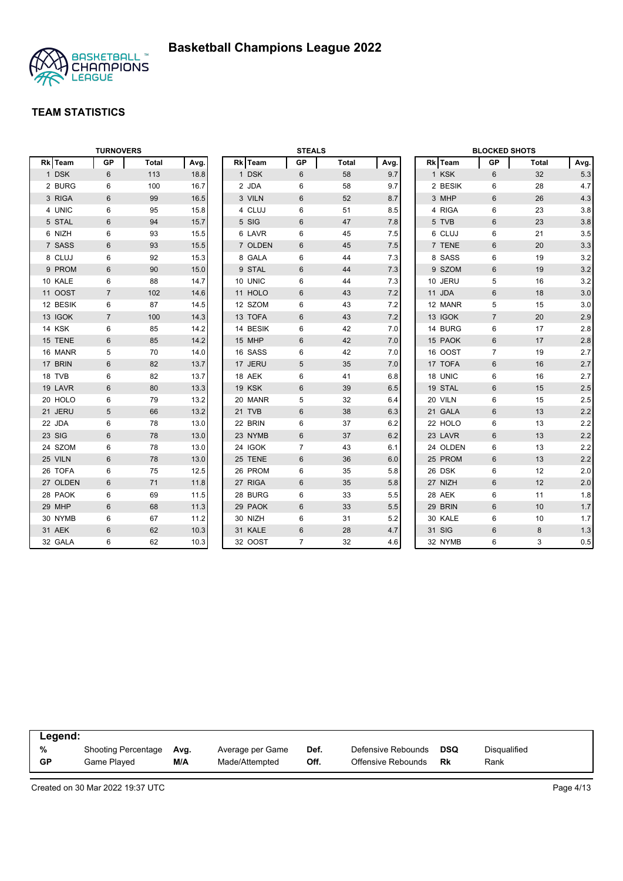# Basketball Champions League 2022

## TEAM STATISTICS

### TURNOVERS

| Rk | Team | GP | Total | Avg. |
|---|---|---|---|---|
| 1 | DSK | 6 | 113 | 18.8 |
| 2 | BURG | 6 | 100 | 16.7 |
| 3 | RIGA | 6 | 99 | 16.5 |
| 4 | UNIC | 6 | 95 | 15.8 |
| 5 | STAL | 6 | 94 | 15.7 |
| 6 | NIZH | 6 | 93 | 15.5 |
| 7 | SASS | 6 | 93 | 15.5 |
| 8 | CLUJ | 6 | 92 | 15.3 |
| 9 | PROM | 6 | 90 | 15.0 |
| 10 | KALE | 6 | 88 | 14.7 |
| 11 | OOST | 7 | 102 | 14.6 |
| 12 | BESIK | 6 | 87 | 14.5 |
| 13 | IGOK | 7 | 100 | 14.3 |
| 14 | KSK | 6 | 85 | 14.2 |
| 15 | TENE | 6 | 85 | 14.2 |
| 16 | MANR | 5 | 70 | 14.0 |
| 17 | BRIN | 6 | 82 | 13.7 |
| 18 | TVB | 6 | 82 | 13.7 |
| 19 | LAVR | 6 | 80 | 13.3 |
| 20 | HOLO | 6 | 79 | 13.2 |
| 21 | JERU | 5 | 66 | 13.2 |
| 22 | JDA | 6 | 78 | 13.0 |
| 23 | SIG | 6 | 78 | 13.0 |
| 24 | SZOM | 6 | 78 | 13.0 |
| 25 | VILN | 6 | 78 | 13.0 |
| 26 | TOFA | 6 | 75 | 12.5 |
| 27 | OLDEN | 6 | 71 | 11.8 |
| 28 | PAOK | 6 | 69 | 11.5 |
| 29 | MHP | 6 | 68 | 11.3 |
| 30 | NYMB | 6 | 67 | 11.2 |
| 31 | AEK | 6 | 62 | 10.3 |
| 32 | GALA | 6 | 62 | 10.3 |

### STEALS

| Rk | Team | GP | Total | Avg. |
|---|---|---|---|---|
| 1 | DSK | 6 | 58 | 9.7 |
| 2 | JDA | 6 | 58 | 9.7 |
| 3 | VILN | 6 | 52 | 8.7 |
| 4 | CLUJ | 6 | 51 | 8.5 |
| 5 | SIG | 6 | 47 | 7.8 |
| 6 | LAVR | 6 | 45 | 7.5 |
| 7 | OLDEN | 6 | 45 | 7.5 |
| 8 | GALA | 6 | 44 | 7.3 |
| 9 | STAL | 6 | 44 | 7.3 |
| 10 | UNIC | 6 | 44 | 7.3 |
| 11 | HOLO | 6 | 43 | 7.2 |
| 12 | SZOM | 6 | 43 | 7.2 |
| 13 | TOFA | 6 | 43 | 7.2 |
| 14 | BESIK | 6 | 42 | 7.0 |
| 15 | MHP | 6 | 42 | 7.0 |
| 16 | SASS | 6 | 42 | 7.0 |
| 17 | JERU | 5 | 35 | 7.0 |
| 18 | AEK | 6 | 41 | 6.8 |
| 19 | KSK | 6 | 39 | 6.5 |
| 20 | MANR | 5 | 32 | 6.4 |
| 21 | TVB | 6 | 38 | 6.3 |
| 22 | BRIN | 6 | 37 | 6.2 |
| 23 | NYMB | 6 | 37 | 6.2 |
| 24 | IGOK | 7 | 43 | 6.1 |
| 25 | TENE | 6 | 36 | 6.0 |
| 26 | PROM | 6 | 35 | 5.8 |
| 27 | RIGA | 6 | 35 | 5.8 |
| 28 | BURG | 6 | 33 | 5.5 |
| 29 | PAOK | 6 | 33 | 5.5 |
| 30 | NIZH | 6 | 31 | 5.2 |
| 31 | KALE | 6 | 28 | 4.7 |
| 32 | OOST | 7 | 32 | 4.6 |

### BLOCKED SHOTS

| Rk | Team | GP | Total | Avg. |
|---|---|---|---|---|
| 1 | KSK | 6 | 32 | 5.3 |
| 2 | BESIK | 6 | 28 | 4.7 |
| 3 | MHP | 6 | 26 | 4.3 |
| 4 | RIGA | 6 | 23 | 3.8 |
| 5 | TVB | 6 | 23 | 3.8 |
| 6 | CLUJ | 6 | 21 | 3.5 |
| 7 | TENE | 6 | 20 | 3.3 |
| 8 | SASS | 6 | 19 | 3.2 |
| 9 | SZOM | 6 | 19 | 3.2 |
| 10 | JERU | 5 | 16 | 3.2 |
| 11 | JDA | 6 | 18 | 3.0 |
| 12 | MANR | 5 | 15 | 3.0 |
| 13 | IGOK | 7 | 20 | 2.9 |
| 14 | BURG | 6 | 17 | 2.8 |
| 15 | PAOK | 6 | 17 | 2.8 |
| 16 | OOST | 7 | 19 | 2.7 |
| 17 | TOFA | 6 | 16 | 2.7 |
| 18 | UNIC | 6 | 16 | 2.7 |
| 19 | STAL | 6 | 15 | 2.5 |
| 20 | VILN | 6 | 15 | 2.5 |
| 21 | GALA | 6 | 13 | 2.2 |
| 22 | HOLO | 6 | 13 | 2.2 |
| 23 | LAVR | 6 | 13 | 2.2 |
| 24 | OLDEN | 6 | 13 | 2.2 |
| 25 | PROM | 6 | 13 | 2.2 |
| 26 | DSK | 6 | 12 | 2.0 |
| 27 | NIZH | 6 | 12 | 2.0 |
| 28 | AEK | 6 | 11 | 1.8 |
| 29 | BRIN | 6 | 10 | 1.7 |
| 30 | KALE | 6 | 10 | 1.7 |
| 31 | SIG | 6 | 8 | 1.3 |
| 32 | NYMB | 6 | 3 | 0.5 |

**Legend:**

| | | | | | | | |
|---|---|---|---|---|---|---|---|
| **%** | Shooting Percentage | **Avg.** | Average per Game | **Def.** | Defensive Rebounds | **DSQ** | Disqualified |
| **GP** | Game Played | **M/A** | Made/Attempted | **Off.** | Offensive Rebounds | **Rk** | Rank |

Created on 30 Mar 2022 19:37 UTC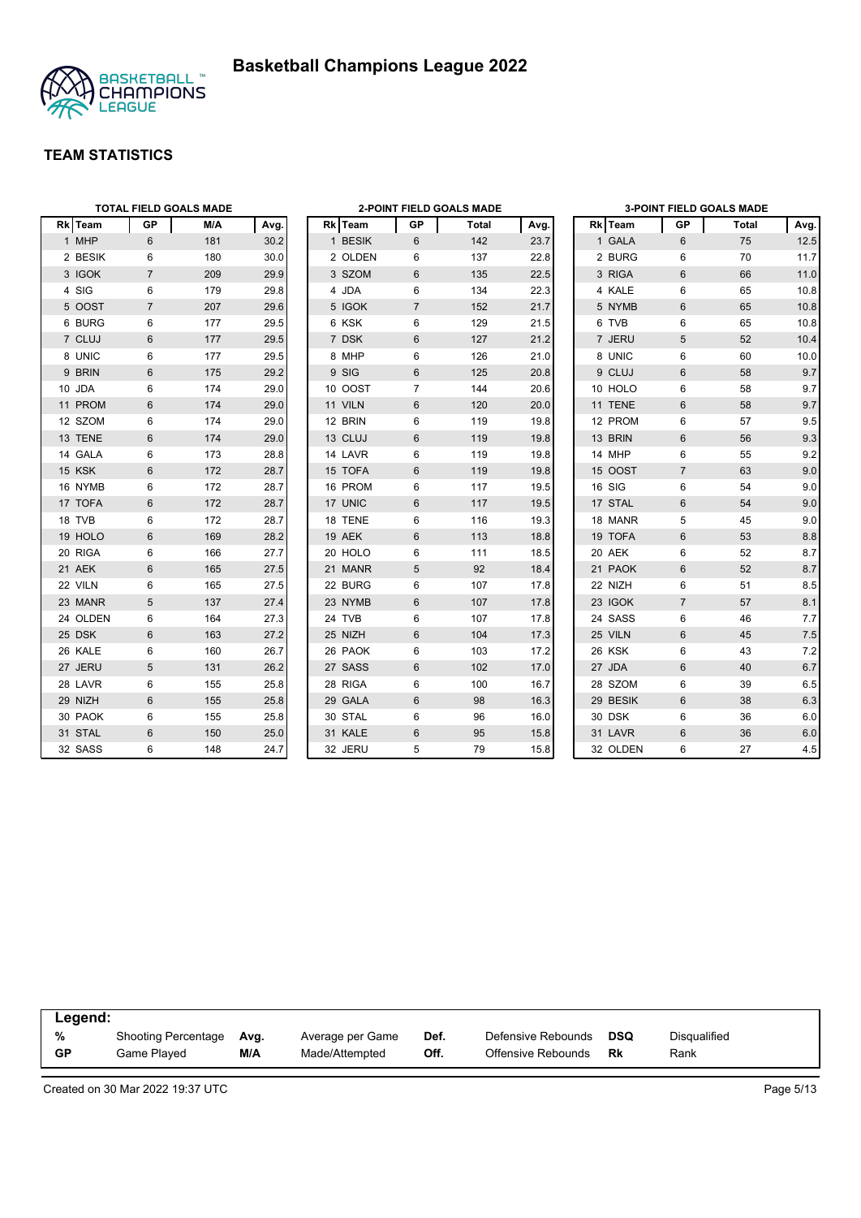# Basketball Champions League 2022

## TEAM STATISTICS

### TOTAL FIELD GOALS MADE

| Rk | Team | GP | M/A | Avg. |
|---|---|---|---|---|
| 1 | MHP | 6 | 181 | 30.2 |
| 2 | BESIK | 6 | 180 | 30.0 |
| 3 | IGOK | 7 | 209 | 29.9 |
| 4 | SIG | 6 | 179 | 29.8 |
| 5 | OOST | 7 | 207 | 29.6 |
| 6 | BURG | 6 | 177 | 29.5 |
| 7 | CLUJ | 6 | 177 | 29.5 |
| 8 | UNIC | 6 | 177 | 29.5 |
| 9 | BRIN | 6 | 175 | 29.2 |
| 10 | JDA | 6 | 174 | 29.0 |
| 11 | PROM | 6 | 174 | 29.0 |
| 12 | SZOM | 6 | 174 | 29.0 |
| 13 | TENE | 6 | 174 | 29.0 |
| 14 | GALA | 6 | 173 | 28.8 |
| 15 | KSK | 6 | 172 | 28.7 |
| 16 | NYMB | 6 | 172 | 28.7 |
| 17 | TOFA | 6 | 172 | 28.7 |
| 18 | TVB | 6 | 172 | 28.7 |
| 19 | HOLO | 6 | 169 | 28.2 |
| 20 | RIGA | 6 | 166 | 27.7 |
| 21 | AEK | 6 | 165 | 27.5 |
| 22 | VILN | 6 | 165 | 27.5 |
| 23 | MANR | 5 | 137 | 27.4 |
| 24 | OLDEN | 6 | 164 | 27.3 |
| 25 | DSK | 6 | 163 | 27.2 |
| 26 | KALE | 6 | 160 | 26.7 |
| 27 | JERU | 5 | 131 | 26.2 |
| 28 | LAVR | 6 | 155 | 25.8 |
| 29 | NIZH | 6 | 155 | 25.8 |
| 30 | PAOK | 6 | 155 | 25.8 |
| 31 | STAL | 6 | 150 | 25.0 |
| 32 | SASS | 6 | 148 | 24.7 |

### 2-POINT FIELD GOALS MADE

| Rk | Team | GP | Total | Avg. |
|---|---|---|---|---|
| 1 | BESIK | 6 | 142 | 23.7 |
| 2 | OLDEN | 6 | 137 | 22.8 |
| 3 | SZOM | 6 | 135 | 22.5 |
| 4 | JDA | 6 | 134 | 22.3 |
| 5 | IGOK | 7 | 152 | 21.7 |
| 6 | KSK | 6 | 129 | 21.5 |
| 7 | DSK | 6 | 127 | 21.2 |
| 8 | MHP | 6 | 126 | 21.0 |
| 9 | SIG | 6 | 125 | 20.8 |
| 10 | OOST | 7 | 144 | 20.6 |
| 11 | VILN | 6 | 120 | 20.0 |
| 12 | BRIN | 6 | 119 | 19.8 |
| 13 | CLUJ | 6 | 119 | 19.8 |
| 14 | LAVR | 6 | 119 | 19.8 |
| 15 | TOFA | 6 | 119 | 19.8 |
| 16 | PROM | 6 | 117 | 19.5 |
| 17 | UNIC | 6 | 117 | 19.5 |
| 18 | TENE | 6 | 116 | 19.3 |
| 19 | AEK | 6 | 113 | 18.8 |
| 20 | HOLO | 6 | 111 | 18.5 |
| 21 | MANR | 5 | 92 | 18.4 |
| 22 | BURG | 6 | 107 | 17.8 |
| 23 | NYMB | 6 | 107 | 17.8 |
| 24 | TVB | 6 | 107 | 17.8 |
| 25 | NIZH | 6 | 104 | 17.3 |
| 26 | PAOK | 6 | 103 | 17.2 |
| 27 | SASS | 6 | 102 | 17.0 |
| 28 | RIGA | 6 | 100 | 16.7 |
| 29 | GALA | 6 | 98 | 16.3 |
| 30 | STAL | 6 | 96 | 16.0 |
| 31 | KALE | 6 | 95 | 15.8 |
| 32 | JERU | 5 | 79 | 15.8 |

### 3-POINT FIELD GOALS MADE

| Rk | Team | GP | Total | Avg. |
|---|---|---|---|---|
| 1 | GALA | 6 | 75 | 12.5 |
| 2 | BURG | 6 | 70 | 11.7 |
| 3 | RIGA | 6 | 66 | 11.0 |
| 4 | KALE | 6 | 65 | 10.8 |
| 5 | NYMB | 6 | 65 | 10.8 |
| 6 | TVB | 6 | 65 | 10.8 |
| 7 | JERU | 5 | 52 | 10.4 |
| 8 | UNIC | 6 | 60 | 10.0 |
| 9 | CLUJ | 6 | 58 | 9.7 |
| 10 | HOLO | 6 | 58 | 9.7 |
| 11 | TENE | 6 | 58 | 9.7 |
| 12 | PROM | 6 | 57 | 9.5 |
| 13 | BRIN | 6 | 56 | 9.3 |
| 14 | MHP | 6 | 55 | 9.2 |
| 15 | OOST | 7 | 63 | 9.0 |
| 16 | SIG | 6 | 54 | 9.0 |
| 17 | STAL | 6 | 54 | 9.0 |
| 18 | MANR | 5 | 45 | 9.0 |
| 19 | TOFA | 6 | 53 | 8.8 |
| 20 | AEK | 6 | 52 | 8.7 |
| 21 | PAOK | 6 | 52 | 8.7 |
| 22 | NIZH | 6 | 51 | 8.5 |
| 23 | IGOK | 7 | 57 | 8.1 |
| 24 | SASS | 6 | 46 | 7.7 |
| 25 | VILN | 6 | 45 | 7.5 |
| 26 | KSK | 6 | 43 | 7.2 |
| 27 | JDA | 6 | 40 | 6.7 |
| 28 | SZOM | 6 | 39 | 6.5 |
| 29 | BESIK | 6 | 38 | 6.3 |
| 30 | DSK | 6 | 36 | 6.0 |
| 31 | LAVR | 6 | 36 | 6.0 |
| 32 | OLDEN | 6 | 27 | 4.5 |

**Legend:**

| | | | | | | | |
|---|---|---|---|---|---|---|---|
| **%** | Shooting Percentage | **Avg.** | Average per Game | **Def.** | Defensive Rebounds | **DSQ** | Disqualified |
| **GP** | Game Played | **M/A** | Made/Attempted | **Off.** | Offensive Rebounds | **Rk** | Rank |

Created on 30 Mar 2022 19:37 UTC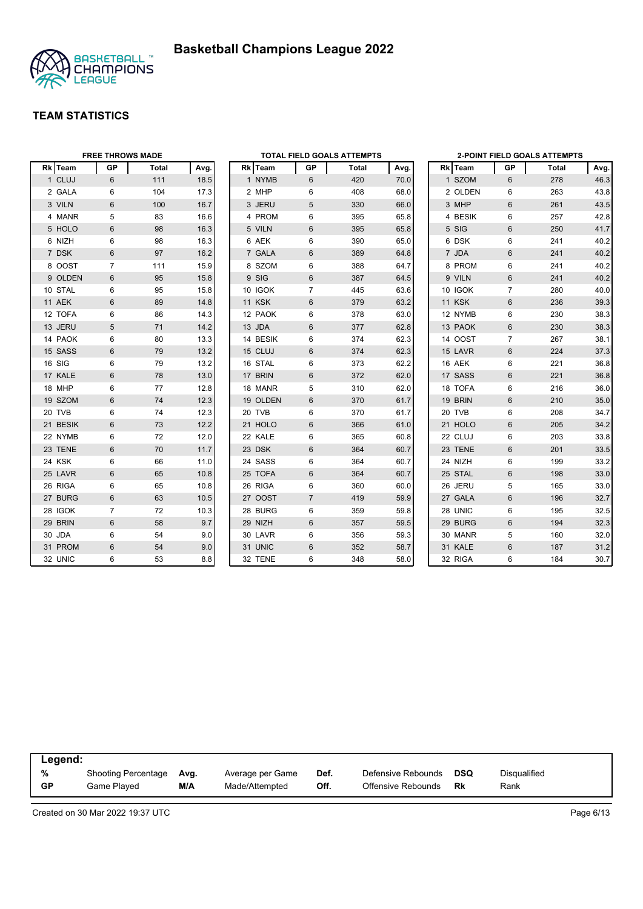# Basketball Champions League 2022

## TEAM STATISTICS

### FREE THROWS MADE

| Rk | Team | GP | Total | Avg. |
|---|---|---|---|---|
| 1 | CLUJ | 6 | 111 | 18.5 |
| 2 | GALA | 6 | 104 | 17.3 |
| 3 | VILN | 6 | 100 | 16.7 |
| 4 | MANR | 5 | 83 | 16.6 |
| 5 | HOLO | 6 | 98 | 16.3 |
| 6 | NIZH | 6 | 98 | 16.3 |
| 7 | DSK | 6 | 97 | 16.2 |
| 8 | OOST | 7 | 111 | 15.9 |
| 9 | OLDEN | 6 | 95 | 15.8 |
| 10 | STAL | 6 | 95 | 15.8 |
| 11 | AEK | 6 | 89 | 14.8 |
| 12 | TOFA | 6 | 86 | 14.3 |
| 13 | JERU | 5 | 71 | 14.2 |
| 14 | PAOK | 6 | 80 | 13.3 |
| 15 | SASS | 6 | 79 | 13.2 |
| 16 | SIG | 6 | 79 | 13.2 |
| 17 | KALE | 6 | 78 | 13.0 |
| 18 | MHP | 6 | 77 | 12.8 |
| 19 | SZOM | 6 | 74 | 12.3 |
| 20 | TVB | 6 | 74 | 12.3 |
| 21 | BESIK | 6 | 73 | 12.2 |
| 22 | NYMB | 6 | 72 | 12.0 |
| 23 | TENE | 6 | 70 | 11.7 |
| 24 | KSK | 6 | 66 | 11.0 |
| 25 | LAVR | 6 | 65 | 10.8 |
| 26 | RIGA | 6 | 65 | 10.8 |
| 27 | BURG | 6 | 63 | 10.5 |
| 28 | IGOK | 7 | 72 | 10.3 |
| 29 | BRIN | 6 | 58 | 9.7 |
| 30 | JDA | 6 | 54 | 9.0 |
| 31 | PROM | 6 | 54 | 9.0 |
| 32 | UNIC | 6 | 53 | 8.8 |

### TOTAL FIELD GOALS ATTEMPTS

| Rk | Team | GP | Total | Avg. |
|---|---|---|---|---|
| 1 | NYMB | 6 | 420 | 70.0 |
| 2 | MHP | 6 | 408 | 68.0 |
| 3 | JERU | 5 | 330 | 66.0 |
| 4 | PROM | 6 | 395 | 65.8 |
| 5 | VILN | 6 | 395 | 65.8 |
| 6 | AEK | 6 | 390 | 65.0 |
| 7 | GALA | 6 | 389 | 64.8 |
| 8 | SZOM | 6 | 388 | 64.7 |
| 9 | SIG | 6 | 387 | 64.5 |
| 10 | IGOK | 7 | 445 | 63.6 |
| 11 | KSK | 6 | 379 | 63.2 |
| 12 | PAOK | 6 | 378 | 63.0 |
| 13 | JDA | 6 | 377 | 62.8 |
| 14 | BESIK | 6 | 374 | 62.3 |
| 15 | CLUJ | 6 | 374 | 62.3 |
| 16 | STAL | 6 | 373 | 62.2 |
| 17 | BRIN | 6 | 372 | 62.0 |
| 18 | MANR | 5 | 310 | 62.0 |
| 19 | OLDEN | 6 | 370 | 61.7 |
| 20 | TVB | 6 | 370 | 61.7 |
| 21 | HOLO | 6 | 366 | 61.0 |
| 22 | KALE | 6 | 365 | 60.8 |
| 23 | DSK | 6 | 364 | 60.7 |
| 24 | SASS | 6 | 364 | 60.7 |
| 25 | TOFA | 6 | 364 | 60.7 |
| 26 | RIGA | 6 | 360 | 60.0 |
| 27 | OOST | 7 | 419 | 59.9 |
| 28 | BURG | 6 | 359 | 59.8 |
| 29 | NIZH | 6 | 357 | 59.5 |
| 30 | LAVR | 6 | 356 | 59.3 |
| 31 | UNIC | 6 | 352 | 58.7 |
| 32 | TENE | 6 | 348 | 58.0 |

### 2-POINT FIELD GOALS ATTEMPTS

| Rk | Team | GP | Total | Avg. |
|---|---|---|---|---|
| 1 | SZOM | 6 | 278 | 46.3 |
| 2 | OLDEN | 6 | 263 | 43.8 |
| 3 | MHP | 6 | 261 | 43.5 |
| 4 | BESIK | 6 | 257 | 42.8 |
| 5 | SIG | 6 | 250 | 41.7 |
| 6 | DSK | 6 | 241 | 40.2 |
| 7 | JDA | 6 | 241 | 40.2 |
| 8 | PROM | 6 | 241 | 40.2 |
| 9 | VILN | 6 | 241 | 40.2 |
| 10 | IGOK | 7 | 280 | 40.0 |
| 11 | KSK | 6 | 236 | 39.3 |
| 12 | NYMB | 6 | 230 | 38.3 |
| 13 | PAOK | 6 | 230 | 38.3 |
| 14 | OOST | 7 | 267 | 38.1 |
| 15 | LAVR | 6 | 224 | 37.3 |
| 16 | AEK | 6 | 221 | 36.8 |
| 17 | SASS | 6 | 221 | 36.8 |
| 18 | TOFA | 6 | 216 | 36.0 |
| 19 | BRIN | 6 | 210 | 35.0 |
| 20 | TVB | 6 | 208 | 34.7 |
| 21 | HOLO | 6 | 205 | 34.2 |
| 22 | CLUJ | 6 | 203 | 33.8 |
| 23 | TENE | 6 | 201 | 33.5 |
| 24 | NIZH | 6 | 199 | 33.2 |
| 25 | STAL | 6 | 198 | 33.0 |
| 26 | JERU | 5 | 165 | 33.0 |
| 27 | GALA | 6 | 196 | 32.7 |
| 28 | UNIC | 6 | 195 | 32.5 |
| 29 | BURG | 6 | 194 | 32.3 |
| 30 | MANR | 5 | 160 | 32.0 |
| 31 | KALE | 6 | 187 | 31.2 |
| 32 | RIGA | 6 | 184 | 30.7 |

**Legend:**

| | | | | | | | |
|---|---|---|---|---|---|---|---|
| **%** | Shooting Percentage | **Avg.** | Average per Game | **Def.** | Defensive Rebounds | **DSQ** | Disqualified |
| **GP** | Game Played | **M/A** | Made/Attempted | **Off.** | Offensive Rebounds | **Rk** | Rank |

Created on 30 Mar 2022 19:37 UTC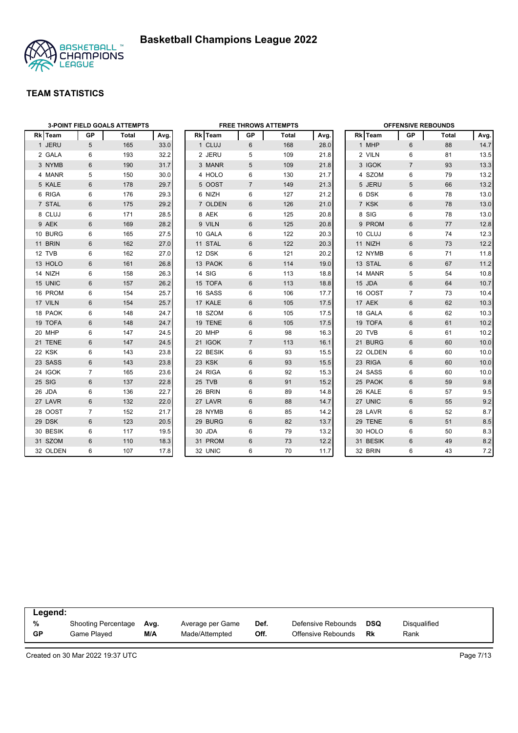# Basketball Champions League 2022

## TEAM STATISTICS

### 3-POINT FIELD GOALS ATTEMPTS

| Rk | Team | GP | Total | Avg. |
|---|---|---|---|---|
| 1 | JERU | 5 | 165 | 33.0 |
| 2 | GALA | 6 | 193 | 32.2 |
| 3 | NYMB | 6 | 190 | 31.7 |
| 4 | MANR | 5 | 150 | 30.0 |
| 5 | KALE | 6 | 178 | 29.7 |
| 6 | RIGA | 6 | 176 | 29.3 |
| 7 | STAL | 6 | 175 | 29.2 |
| 8 | CLUJ | 6 | 171 | 28.5 |
| 9 | AEK | 6 | 169 | 28.2 |
| 10 | BURG | 6 | 165 | 27.5 |
| 11 | BRIN | 6 | 162 | 27.0 |
| 12 | TVB | 6 | 162 | 27.0 |
| 13 | HOLO | 6 | 161 | 26.8 |
| 14 | NIZH | 6 | 158 | 26.3 |
| 15 | UNIC | 6 | 157 | 26.2 |
| 16 | PROM | 6 | 154 | 25.7 |
| 17 | VILN | 6 | 154 | 25.7 |
| 18 | PAOK | 6 | 148 | 24.7 |
| 19 | TOFA | 6 | 148 | 24.7 |
| 20 | MHP | 6 | 147 | 24.5 |
| 21 | TENE | 6 | 147 | 24.5 |
| 22 | KSK | 6 | 143 | 23.8 |
| 23 | SASS | 6 | 143 | 23.8 |
| 24 | IGOK | 7 | 165 | 23.6 |
| 25 | SIG | 6 | 137 | 22.8 |
| 26 | JDA | 6 | 136 | 22.7 |
| 27 | LAVR | 6 | 132 | 22.0 |
| 28 | OOST | 7 | 152 | 21.7 |
| 29 | DSK | 6 | 123 | 20.5 |
| 30 | BESIK | 6 | 117 | 19.5 |
| 31 | SZOM | 6 | 110 | 18.3 |
| 32 | OLDEN | 6 | 107 | 17.8 |

### FREE THROWS ATTEMPTS

| Rk | Team | GP | Total | Avg. |
|---|---|---|---|---|
| 1 | CLUJ | 6 | 168 | 28.0 |
| 2 | JERU | 5 | 109 | 21.8 |
| 3 | MANR | 5 | 109 | 21.8 |
| 4 | HOLO | 6 | 130 | 21.7 |
| 5 | OOST | 7 | 149 | 21.3 |
| 6 | NIZH | 6 | 127 | 21.2 |
| 7 | OLDEN | 6 | 126 | 21.0 |
| 8 | AEK | 6 | 125 | 20.8 |
| 9 | VILN | 6 | 125 | 20.8 |
| 10 | GALA | 6 | 122 | 20.3 |
| 11 | STAL | 6 | 122 | 20.3 |
| 12 | DSK | 6 | 121 | 20.2 |
| 13 | PAOK | 6 | 114 | 19.0 |
| 14 | SIG | 6 | 113 | 18.8 |
| 15 | TOFA | 6 | 113 | 18.8 |
| 16 | SASS | 6 | 106 | 17.7 |
| 17 | KALE | 6 | 105 | 17.5 |
| 18 | SZOM | 6 | 105 | 17.5 |
| 19 | TENE | 6 | 105 | 17.5 |
| 20 | MHP | 6 | 98 | 16.3 |
| 21 | IGOK | 7 | 113 | 16.1 |
| 22 | BESIK | 6 | 93 | 15.5 |
| 23 | KSK | 6 | 93 | 15.5 |
| 24 | RIGA | 6 | 92 | 15.3 |
| 25 | TVB | 6 | 91 | 15.2 |
| 26 | BRIN | 6 | 89 | 14.8 |
| 27 | LAVR | 6 | 88 | 14.7 |
| 28 | NYMB | 6 | 85 | 14.2 |
| 29 | BURG | 6 | 82 | 13.7 |
| 30 | JDA | 6 | 79 | 13.2 |
| 31 | PROM | 6 | 73 | 12.2 |
| 32 | UNIC | 6 | 70 | 11.7 |

### OFFENSIVE REBOUNDS

| Rk | Team | GP | Total | Avg. |
|---|---|---|---|---|
| 1 | MHP | 6 | 88 | 14.7 |
| 2 | VILN | 6 | 81 | 13.5 |
| 3 | IGOK | 7 | 93 | 13.3 |
| 4 | SZOM | 6 | 79 | 13.2 |
| 5 | JERU | 5 | 66 | 13.2 |
| 6 | DSK | 6 | 78 | 13.0 |
| 7 | KSK | 6 | 78 | 13.0 |
| 8 | SIG | 6 | 78 | 13.0 |
| 9 | PROM | 6 | 77 | 12.8 |
| 10 | CLUJ | 6 | 74 | 12.3 |
| 11 | NIZH | 6 | 73 | 12.2 |
| 12 | NYMB | 6 | 71 | 11.8 |
| 13 | STAL | 6 | 67 | 11.2 |
| 14 | MANR | 5 | 54 | 10.8 |
| 15 | JDA | 6 | 64 | 10.7 |
| 16 | OOST | 7 | 73 | 10.4 |
| 17 | AEK | 6 | 62 | 10.3 |
| 18 | GALA | 6 | 62 | 10.3 |
| 19 | TOFA | 6 | 61 | 10.2 |
| 20 | TVB | 6 | 61 | 10.2 |
| 21 | BURG | 6 | 60 | 10.0 |
| 22 | OLDEN | 6 | 60 | 10.0 |
| 23 | RIGA | 6 | 60 | 10.0 |
| 24 | SASS | 6 | 60 | 10.0 |
| 25 | PAOK | 6 | 59 | 9.8 |
| 26 | KALE | 6 | 57 | 9.5 |
| 27 | UNIC | 6 | 55 | 9.2 |
| 28 | LAVR | 6 | 52 | 8.7 |
| 29 | TENE | 6 | 51 | 8.5 |
| 30 | HOLO | 6 | 50 | 8.3 |
| 31 | BESIK | 6 | 49 | 8.2 |
| 32 | BRIN | 6 | 43 | 7.2 |

**Legend:**

| | | | | | | | |
|---|---|---|---|---|---|---|---|
| **%** | Shooting Percentage | **Avg.** | Average per Game | **Def.** | Defensive Rebounds | **DSQ** | Disqualified |
| **GP** | Game Played | **M/A** | Made/Attempted | **Off.** | Offensive Rebounds | **Rk** | Rank |

Created on 30 Mar 2022 19:37 UTC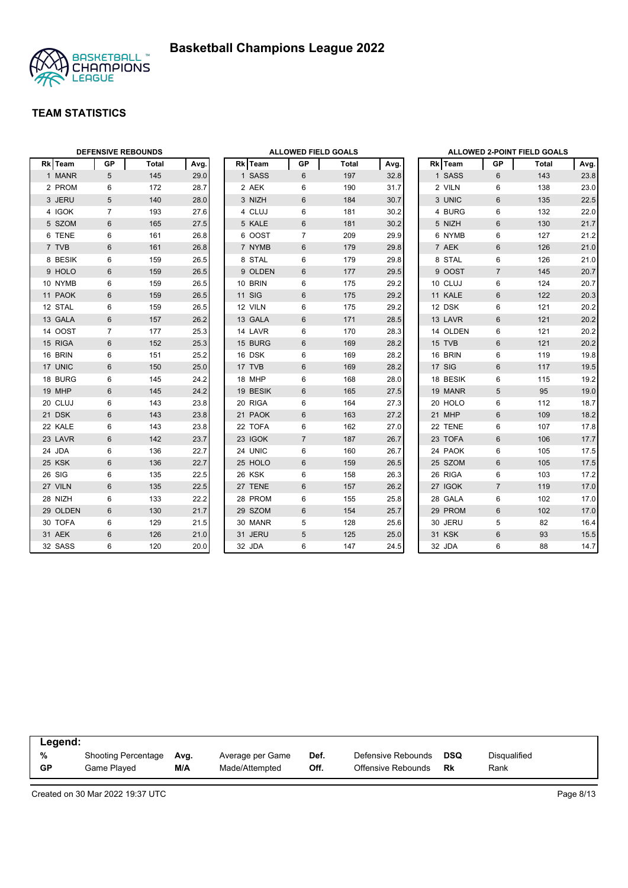# Basketball Champions League 2022

## TEAM STATISTICS

### DEFENSIVE REBOUNDS

| Rk | Team | GP | Total | Avg. |
|---|---|---|---|---|
| 1 | MANR | 5 | 145 | 29.0 |
| 2 | PROM | 6 | 172 | 28.7 |
| 3 | JERU | 5 | 140 | 28.0 |
| 4 | IGOK | 7 | 193 | 27.6 |
| 5 | SZOM | 6 | 165 | 27.5 |
| 6 | TENE | 6 | 161 | 26.8 |
| 7 | TVB | 6 | 161 | 26.8 |
| 8 | BESIK | 6 | 159 | 26.5 |
| 9 | HOLO | 6 | 159 | 26.5 |
| 10 | NYMB | 6 | 159 | 26.5 |
| 11 | PAOK | 6 | 159 | 26.5 |
| 12 | STAL | 6 | 159 | 26.5 |
| 13 | GALA | 6 | 157 | 26.2 |
| 14 | OOST | 7 | 177 | 25.3 |
| 15 | RIGA | 6 | 152 | 25.3 |
| 16 | BRIN | 6 | 151 | 25.2 |
| 17 | UNIC | 6 | 150 | 25.0 |
| 18 | BURG | 6 | 145 | 24.2 |
| 19 | MHP | 6 | 145 | 24.2 |
| 20 | CLUJ | 6 | 143 | 23.8 |
| 21 | DSK | 6 | 143 | 23.8 |
| 22 | KALE | 6 | 143 | 23.8 |
| 23 | LAVR | 6 | 142 | 23.7 |
| 24 | JDA | 6 | 136 | 22.7 |
| 25 | KSK | 6 | 136 | 22.7 |
| 26 | SIG | 6 | 135 | 22.5 |
| 27 | VILN | 6 | 135 | 22.5 |
| 28 | NIZH | 6 | 133 | 22.2 |
| 29 | OLDEN | 6 | 130 | 21.7 |
| 30 | TOFA | 6 | 129 | 21.5 |
| 31 | AEK | 6 | 126 | 21.0 |
| 32 | SASS | 6 | 120 | 20.0 |

### ALLOWED FIELD GOALS

| Rk | Team | GP | Total | Avg. |
|---|---|---|---|---|
| 1 | SASS | 6 | 197 | 32.8 |
| 2 | AEK | 6 | 190 | 31.7 |
| 3 | NIZH | 6 | 184 | 30.7 |
| 4 | CLUJ | 6 | 181 | 30.2 |
| 5 | KALE | 6 | 181 | 30.2 |
| 6 | OOST | 7 | 209 | 29.9 |
| 7 | NYMB | 6 | 179 | 29.8 |
| 8 | STAL | 6 | 179 | 29.8 |
| 9 | OLDEN | 6 | 177 | 29.5 |
| 10 | BRIN | 6 | 175 | 29.2 |
| 11 | SIG | 6 | 175 | 29.2 |
| 12 | VILN | 6 | 175 | 29.2 |
| 13 | GALA | 6 | 171 | 28.5 |
| 14 | LAVR | 6 | 170 | 28.3 |
| 15 | BURG | 6 | 169 | 28.2 |
| 16 | DSK | 6 | 169 | 28.2 |
| 17 | TVB | 6 | 169 | 28.2 |
| 18 | MHP | 6 | 168 | 28.0 |
| 19 | BESIK | 6 | 165 | 27.5 |
| 20 | RIGA | 6 | 164 | 27.3 |
| 21 | PAOK | 6 | 163 | 27.2 |
| 22 | TOFA | 6 | 162 | 27.0 |
| 23 | IGOK | 7 | 187 | 26.7 |
| 24 | UNIC | 6 | 160 | 26.7 |
| 25 | HOLO | 6 | 159 | 26.5 |
| 26 | KSK | 6 | 158 | 26.3 |
| 27 | TENE | 6 | 157 | 26.2 |
| 28 | PROM | 6 | 155 | 25.8 |
| 29 | SZOM | 6 | 154 | 25.7 |
| 30 | MANR | 5 | 128 | 25.6 |
| 31 | JERU | 5 | 125 | 25.0 |
| 32 | JDA | 6 | 147 | 24.5 |

### ALLOWED 2-POINT FIELD GOALS

| Rk | Team | GP | Total | Avg. |
|---|---|---|---|---|
| 1 | SASS | 6 | 143 | 23.8 |
| 2 | VILN | 6 | 138 | 23.0 |
| 3 | UNIC | 6 | 135 | 22.5 |
| 4 | BURG | 6 | 132 | 22.0 |
| 5 | NIZH | 6 | 130 | 21.7 |
| 6 | NYMB | 6 | 127 | 21.2 |
| 7 | AEK | 6 | 126 | 21.0 |
| 8 | STAL | 6 | 126 | 21.0 |
| 9 | OOST | 7 | 145 | 20.7 |
| 10 | CLUJ | 6 | 124 | 20.7 |
| 11 | KALE | 6 | 122 | 20.3 |
| 12 | DSK | 6 | 121 | 20.2 |
| 13 | LAVR | 6 | 121 | 20.2 |
| 14 | OLDEN | 6 | 121 | 20.2 |
| 15 | TVB | 6 | 121 | 20.2 |
| 16 | BRIN | 6 | 119 | 19.8 |
| 17 | SIG | 6 | 117 | 19.5 |
| 18 | BESIK | 6 | 115 | 19.2 |
| 19 | MANR | 5 | 95 | 19.0 |
| 20 | HOLO | 6 | 112 | 18.7 |
| 21 | MHP | 6 | 109 | 18.2 |
| 22 | TENE | 6 | 107 | 17.8 |
| 23 | TOFA | 6 | 106 | 17.7 |
| 24 | PAOK | 6 | 105 | 17.5 |
| 25 | SZOM | 6 | 105 | 17.5 |
| 26 | RIGA | 6 | 103 | 17.2 |
| 27 | IGOK | 7 | 119 | 17.0 |
| 28 | GALA | 6 | 102 | 17.0 |
| 29 | PROM | 6 | 102 | 17.0 |
| 30 | JERU | 5 | 82 | 16.4 |
| 31 | KSK | 6 | 93 | 15.5 |
| 32 | JDA | 6 | 88 | 14.7 |

**Legend:**

| | | | | | | | |
|---|---|---|---|---|---|---|---|
| **%** | Shooting Percentage | **Avg.** | Average per Game | **Def.** | Defensive Rebounds | **DSQ** | Disqualified |
| **GP** | Game Played | **M/A** | Made/Attempted | **Off.** | Offensive Rebounds | **Rk** | Rank |

Created on 30 Mar 2022 19:37 UTC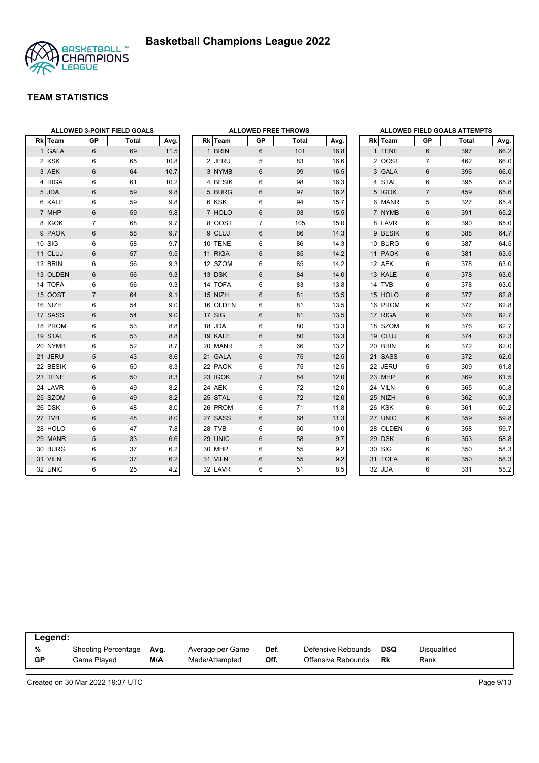# Basketball Champions League 2022

## TEAM STATISTICS

### ALLOWED 3-POINT FIELD GOALS

| Rk | Team | GP | Total | Avg. |
|---|---|---|---|---|
| 1 | GALA | 6 | 69 | 11.5 |
| 2 | KSK | 6 | 65 | 10.8 |
| 3 | AEK | 6 | 64 | 10.7 |
| 4 | RIGA | 6 | 61 | 10.2 |
| 5 | JDA | 6 | 59 | 9.8 |
| 6 | KALE | 6 | 59 | 9.8 |
| 7 | MHP | 6 | 59 | 9.8 |
| 8 | IGOK | 7 | 68 | 9.7 |
| 9 | PAOK | 6 | 58 | 9.7 |
| 10 | SIG | 6 | 58 | 9.7 |
| 11 | CLUJ | 6 | 57 | 9.5 |
| 12 | BRIN | 6 | 56 | 9.3 |
| 13 | OLDEN | 6 | 56 | 9.3 |
| 14 | TOFA | 6 | 56 | 9.3 |
| 15 | OOST | 7 | 64 | 9.1 |
| 16 | NIZH | 6 | 54 | 9.0 |
| 17 | SASS | 6 | 54 | 9.0 |
| 18 | PROM | 6 | 53 | 8.8 |
| 19 | STAL | 6 | 53 | 8.8 |
| 20 | NYMB | 6 | 52 | 8.7 |
| 21 | JERU | 5 | 43 | 8.6 |
| 22 | BESIK | 6 | 50 | 8.3 |
| 23 | TENE | 6 | 50 | 8.3 |
| 24 | LAVR | 6 | 49 | 8.2 |
| 25 | SZOM | 6 | 49 | 8.2 |
| 26 | DSK | 6 | 48 | 8.0 |
| 27 | TVB | 6 | 48 | 8.0 |
| 28 | HOLO | 6 | 47 | 7.8 |
| 29 | MANR | 5 | 33 | 6.6 |
| 30 | BURG | 6 | 37 | 6.2 |
| 31 | VILN | 6 | 37 | 6.2 |
| 32 | UNIC | 6 | 25 | 4.2 |

### ALLOWED FREE THROWS

| Rk | Team | GP | Total | Avg. |
|---|---|---|---|---|
| 1 | BRIN | 6 | 101 | 16.8 |
| 2 | JERU | 5 | 83 | 16.6 |
| 3 | NYMB | 6 | 99 | 16.5 |
| 4 | BESIK | 6 | 98 | 16.3 |
| 5 | BURG | 6 | 97 | 16.2 |
| 6 | KSK | 6 | 94 | 15.7 |
| 7 | HOLO | 6 | 93 | 15.5 |
| 8 | OOST | 7 | 105 | 15.0 |
| 9 | CLUJ | 6 | 86 | 14.3 |
| 10 | TENE | 6 | 86 | 14.3 |
| 11 | RIGA | 6 | 85 | 14.2 |
| 12 | SZOM | 6 | 85 | 14.2 |
| 13 | DSK | 6 | 84 | 14.0 |
| 14 | TOFA | 6 | 83 | 13.8 |
| 15 | NIZH | 6 | 81 | 13.5 |
| 16 | OLDEN | 6 | 81 | 13.5 |
| 17 | SIG | 6 | 81 | 13.5 |
| 18 | JDA | 6 | 80 | 13.3 |
| 19 | KALE | 6 | 80 | 13.3 |
| 20 | MANR | 5 | 66 | 13.2 |
| 21 | GALA | 6 | 75 | 12.5 |
| 22 | PAOK | 6 | 75 | 12.5 |
| 23 | IGOK | 7 | 84 | 12.0 |
| 24 | AEK | 6 | 72 | 12.0 |
| 25 | STAL | 6 | 72 | 12.0 |
| 26 | PROM | 6 | 71 | 11.8 |
| 27 | SASS | 6 | 68 | 11.3 |
| 28 | TVB | 6 | 60 | 10.0 |
| 29 | UNIC | 6 | 58 | 9.7 |
| 30 | MHP | 6 | 55 | 9.2 |
| 31 | VILN | 6 | 55 | 9.2 |
| 32 | LAVR | 6 | 51 | 8.5 |

### ALLOWED FIELD GOALS ATTEMPTS

| Rk | Team | GP | Total | Avg. |
|---|---|---|---|---|
| 1 | TENE | 6 | 397 | 66.2 |
| 2 | OOST | 7 | 462 | 66.0 |
| 3 | GALA | 6 | 396 | 66.0 |
| 4 | STAL | 6 | 395 | 65.8 |
| 5 | IGOK | 7 | 459 | 65.6 |
| 6 | MANR | 5 | 327 | 65.4 |
| 7 | NYMB | 6 | 391 | 65.2 |
| 8 | LAVR | 6 | 390 | 65.0 |
| 9 | BESIK | 6 | 388 | 64.7 |
| 10 | BURG | 6 | 387 | 64.5 |
| 11 | PAOK | 6 | 381 | 63.5 |
| 12 | AEK | 6 | 378 | 63.0 |
| 13 | KALE | 6 | 378 | 63.0 |
| 14 | TVB | 6 | 378 | 63.0 |
| 15 | HOLO | 6 | 377 | 62.8 |
| 16 | PROM | 6 | 377 | 62.8 |
| 17 | RIGA | 6 | 376 | 62.7 |
| 18 | SZOM | 6 | 376 | 62.7 |
| 19 | CLUJ | 6 | 374 | 62.3 |
| 20 | BRIN | 6 | 372 | 62.0 |
| 21 | SASS | 6 | 372 | 62.0 |
| 22 | JERU | 5 | 309 | 61.8 |
| 23 | MHP | 6 | 369 | 61.5 |
| 24 | VILN | 6 | 365 | 60.8 |
| 25 | NIZH | 6 | 362 | 60.3 |
| 26 | KSK | 6 | 361 | 60.2 |
| 27 | UNIC | 6 | 359 | 59.8 |
| 28 | OLDEN | 6 | 358 | 59.7 |
| 29 | DSK | 6 | 353 | 58.8 |
| 30 | SIG | 6 | 350 | 58.3 |
| 31 | TOFA | 6 | 350 | 58.3 |
| 32 | JDA | 6 | 331 | 55.2 |

**Legend:**

| | | | | | | | |
|---|---|---|---|---|---|---|---|
| % | Shooting Percentage | Avg. | Average per Game | Def. | Defensive Rebounds | DSQ | Disqualified |
| GP | Game Played | M/A | Made/Attempted | Off. | Offensive Rebounds | Rk | Rank |

Created on 30 Mar 2022 19:37 UTC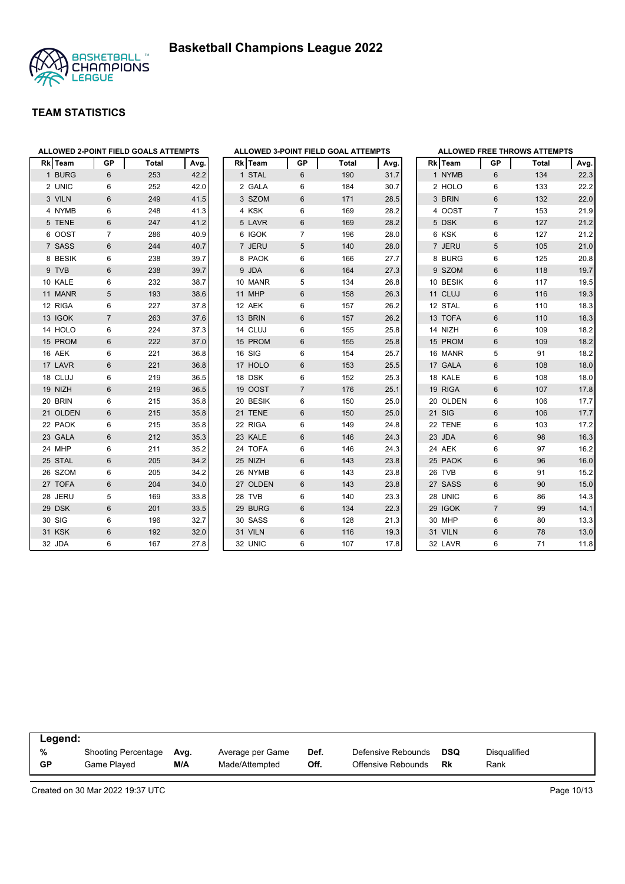# Basketball Champions League 2022

## TEAM STATISTICS

### ALLOWED 2-POINT FIELD GOALS ATTEMPTS

| Rk | Team | GP | Total | Avg. |
|---|---|---|---|---|
| 1 | BURG | 6 | 253 | 42.2 |
| 2 | UNIC | 6 | 252 | 42.0 |
| 3 | VILN | 6 | 249 | 41.5 |
| 4 | NYMB | 6 | 248 | 41.3 |
| 5 | TENE | 6 | 247 | 41.2 |
| 6 | OOST | 7 | 286 | 40.9 |
| 7 | SASS | 6 | 244 | 40.7 |
| 8 | BESIK | 6 | 238 | 39.7 |
| 9 | TVB | 6 | 238 | 39.7 |
| 10 | KALE | 6 | 232 | 38.7 |
| 11 | MANR | 5 | 193 | 38.6 |
| 12 | RIGA | 6 | 227 | 37.8 |
| 13 | IGOK | 7 | 263 | 37.6 |
| 14 | HOLO | 6 | 224 | 37.3 |
| 15 | PROM | 6 | 222 | 37.0 |
| 16 | AEK | 6 | 221 | 36.8 |
| 17 | LAVR | 6 | 221 | 36.8 |
| 18 | CLUJ | 6 | 219 | 36.5 |
| 19 | NIZH | 6 | 219 | 36.5 |
| 20 | BRIN | 6 | 215 | 35.8 |
| 21 | OLDEN | 6 | 215 | 35.8 |
| 22 | PAOK | 6 | 215 | 35.8 |
| 23 | GALA | 6 | 212 | 35.3 |
| 24 | MHP | 6 | 211 | 35.2 |
| 25 | STAL | 6 | 205 | 34.2 |
| 26 | SZOM | 6 | 205 | 34.2 |
| 27 | TOFA | 6 | 204 | 34.0 |
| 28 | JERU | 5 | 169 | 33.8 |
| 29 | DSK | 6 | 201 | 33.5 |
| 30 | SIG | 6 | 196 | 32.7 |
| 31 | KSK | 6 | 192 | 32.0 |
| 32 | JDA | 6 | 167 | 27.8 |

### ALLOWED 3-POINT FIELD GOAL ATTEMPTS

| Rk | Team | GP | Total | Avg. |
|---|---|---|---|---|
| 1 | STAL | 6 | 190 | 31.7 |
| 2 | GALA | 6 | 184 | 30.7 |
| 3 | SZOM | 6 | 171 | 28.5 |
| 4 | KSK | 6 | 169 | 28.2 |
| 5 | LAVR | 6 | 169 | 28.2 |
| 6 | IGOK | 7 | 196 | 28.0 |
| 7 | JERU | 5 | 140 | 28.0 |
| 8 | PAOK | 6 | 166 | 27.7 |
| 9 | JDA | 6 | 164 | 27.3 |
| 10 | MANR | 5 | 134 | 26.8 |
| 11 | MHP | 6 | 158 | 26.3 |
| 12 | AEK | 6 | 157 | 26.2 |
| 13 | BRIN | 6 | 157 | 26.2 |
| 14 | CLUJ | 6 | 155 | 25.8 |
| 15 | PROM | 6 | 155 | 25.8 |
| 16 | SIG | 6 | 154 | 25.7 |
| 17 | HOLO | 6 | 153 | 25.5 |
| 18 | DSK | 6 | 152 | 25.3 |
| 19 | OOST | 7 | 176 | 25.1 |
| 20 | BESIK | 6 | 150 | 25.0 |
| 21 | TENE | 6 | 150 | 25.0 |
| 22 | RIGA | 6 | 149 | 24.8 |
| 23 | KALE | 6 | 146 | 24.3 |
| 24 | TOFA | 6 | 146 | 24.3 |
| 25 | NIZH | 6 | 143 | 23.8 |
| 26 | NYMB | 6 | 143 | 23.8 |
| 27 | OLDEN | 6 | 143 | 23.8 |
| 28 | TVB | 6 | 140 | 23.3 |
| 29 | BURG | 6 | 134 | 22.3 |
| 30 | SASS | 6 | 128 | 21.3 |
| 31 | VILN | 6 | 116 | 19.3 |
| 32 | UNIC | 6 | 107 | 17.8 |

### ALLOWED FREE THROWS ATTEMPTS

| Rk | Team | GP | Total | Avg. |
|---|---|---|---|---|
| 1 | NYMB | 6 | 134 | 22.3 |
| 2 | HOLO | 6 | 133 | 22.2 |
| 3 | BRIN | 6 | 132 | 22.0 |
| 4 | OOST | 7 | 153 | 21.9 |
| 5 | DSK | 6 | 127 | 21.2 |
| 6 | KSK | 6 | 127 | 21.2 |
| 7 | JERU | 5 | 105 | 21.0 |
| 8 | BURG | 6 | 125 | 20.8 |
| 9 | SZOM | 6 | 118 | 19.7 |
| 10 | BESIK | 6 | 117 | 19.5 |
| 11 | CLUJ | 6 | 116 | 19.3 |
| 12 | STAL | 6 | 110 | 18.3 |
| 13 | TOFA | 6 | 110 | 18.3 |
| 14 | NIZH | 6 | 109 | 18.2 |
| 15 | PROM | 6 | 109 | 18.2 |
| 16 | MANR | 5 | 91 | 18.2 |
| 17 | GALA | 6 | 108 | 18.0 |
| 18 | KALE | 6 | 108 | 18.0 |
| 19 | RIGA | 6 | 107 | 17.8 |
| 20 | OLDEN | 6 | 106 | 17.7 |
| 21 | SIG | 6 | 106 | 17.7 |
| 22 | TENE | 6 | 103 | 17.2 |
| 23 | JDA | 6 | 98 | 16.3 |
| 24 | AEK | 6 | 97 | 16.2 |
| 25 | PAOK | 6 | 96 | 16.0 |
| 26 | TVB | 6 | 91 | 15.2 |
| 27 | SASS | 6 | 90 | 15.0 |
| 28 | UNIC | 6 | 86 | 14.3 |
| 29 | IGOK | 7 | 99 | 14.1 |
| 30 | MHP | 6 | 80 | 13.3 |
| 31 | VILN | 6 | 78 | 13.0 |
| 32 | LAVR | 6 | 71 | 11.8 |

**Legend:**

| | | | | | | | |
|---|---|---|---|---|---|---|---|
| **%** | Shooting Percentage | **Avg.** | Average per Game | **Def.** | Defensive Rebounds | **DSQ** | Disqualified |
| **GP** | Game Played | **M/A** | Made/Attempted | **Off.** | Offensive Rebounds | **Rk** | Rank |

Created on 30 Mar 2022 19:37 UTC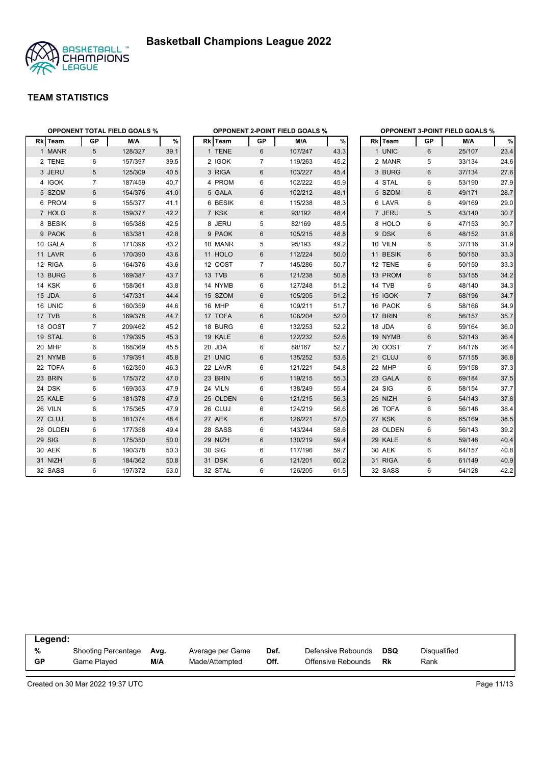# Basketball Champions League 2022

## TEAM STATISTICS

### OPPONENT TOTAL FIELD GOALS %

| Rk | Team | GP | M/A | % |
|---|---|---|---|---|
| 1 | MANR | 5 | 128/327 | 39.1 |
| 2 | TENE | 6 | 157/397 | 39.5 |
| 3 | JERU | 5 | 125/309 | 40.5 |
| 4 | IGOK | 7 | 187/459 | 40.7 |
| 5 | SZOM | 6 | 154/376 | 41.0 |
| 6 | PROM | 6 | 155/377 | 41.1 |
| 7 | HOLO | 6 | 159/377 | 42.2 |
| 8 | BESIK | 6 | 165/388 | 42.5 |
| 9 | PAOK | 6 | 163/381 | 42.8 |
| 10 | GALA | 6 | 171/396 | 43.2 |
| 11 | LAVR | 6 | 170/390 | 43.6 |
| 12 | RIGA | 6 | 164/376 | 43.6 |
| 13 | BURG | 6 | 169/387 | 43.7 |
| 14 | KSK | 6 | 158/361 | 43.8 |
| 15 | JDA | 6 | 147/331 | 44.4 |
| 16 | UNIC | 6 | 160/359 | 44.6 |
| 17 | TVB | 6 | 169/378 | 44.7 |
| 18 | OOST | 7 | 209/462 | 45.2 |
| 19 | STAL | 6 | 179/395 | 45.3 |
| 20 | MHP | 6 | 168/369 | 45.5 |
| 21 | NYMB | 6 | 179/391 | 45.8 |
| 22 | TOFA | 6 | 162/350 | 46.3 |
| 23 | BRIN | 6 | 175/372 | 47.0 |
| 24 | DSK | 6 | 169/353 | 47.9 |
| 25 | KALE | 6 | 181/378 | 47.9 |
| 26 | VILN | 6 | 175/365 | 47.9 |
| 27 | CLUJ | 6 | 181/374 | 48.4 |
| 28 | OLDEN | 6 | 177/358 | 49.4 |
| 29 | SIG | 6 | 175/350 | 50.0 |
| 30 | AEK | 6 | 190/378 | 50.3 |
| 31 | NIZH | 6 | 184/362 | 50.8 |
| 32 | SASS | 6 | 197/372 | 53.0 |

### OPPONENT 2-POINT FIELD GOALS %

| Rk | Team | GP | M/A | % |
|---|---|---|---|---|
| 1 | TENE | 6 | 107/247 | 43.3 |
| 2 | IGOK | 7 | 119/263 | 45.2 |
| 3 | RIGA | 6 | 103/227 | 45.4 |
| 4 | PROM | 6 | 102/222 | 45.9 |
| 5 | GALA | 6 | 102/212 | 48.1 |
| 6 | BESIK | 6 | 115/238 | 48.3 |
| 7 | KSK | 6 | 93/192 | 48.4 |
| 8 | JERU | 5 | 82/169 | 48.5 |
| 9 | PAOK | 6 | 105/215 | 48.8 |
| 10 | MANR | 5 | 95/193 | 49.2 |
| 11 | HOLO | 6 | 112/224 | 50.0 |
| 12 | OOST | 7 | 145/286 | 50.7 |
| 13 | TVB | 6 | 121/238 | 50.8 |
| 14 | NYMB | 6 | 127/248 | 51.2 |
| 15 | SZOM | 6 | 105/205 | 51.2 |
| 16 | MHP | 6 | 109/211 | 51.7 |
| 17 | TOFA | 6 | 106/204 | 52.0 |
| 18 | BURG | 6 | 132/253 | 52.2 |
| 19 | KALE | 6 | 122/232 | 52.6 |
| 20 | JDA | 6 | 88/167 | 52.7 |
| 21 | UNIC | 6 | 135/252 | 53.6 |
| 22 | LAVR | 6 | 121/221 | 54.8 |
| 23 | BRIN | 6 | 119/215 | 55.3 |
| 24 | VILN | 6 | 138/249 | 55.4 |
| 25 | OLDEN | 6 | 121/215 | 56.3 |
| 26 | CLUJ | 6 | 124/219 | 56.6 |
| 27 | AEK | 6 | 126/221 | 57.0 |
| 28 | SASS | 6 | 143/244 | 58.6 |
| 29 | NIZH | 6 | 130/219 | 59.4 |
| 30 | SIG | 6 | 117/196 | 59.7 |
| 31 | DSK | 6 | 121/201 | 60.2 |
| 32 | STAL | 6 | 126/205 | 61.5 |

### OPPONENT 3-POINT FIELD GOALS %

| Rk | Team | GP | M/A | % |
|---|---|---|---|---|
| 1 | UNIC | 6 | 25/107 | 23.4 |
| 2 | MANR | 5 | 33/134 | 24.6 |
| 3 | BURG | 6 | 37/134 | 27.6 |
| 4 | STAL | 6 | 53/190 | 27.9 |
| 5 | SZOM | 6 | 49/171 | 28.7 |
| 6 | LAVR | 6 | 49/169 | 29.0 |
| 7 | JERU | 5 | 43/140 | 30.7 |
| 8 | HOLO | 6 | 47/153 | 30.7 |
| 9 | DSK | 6 | 48/152 | 31.6 |
| 10 | VILN | 6 | 37/116 | 31.9 |
| 11 | BESIK | 6 | 50/150 | 33.3 |
| 12 | TENE | 6 | 50/150 | 33.3 |
| 13 | PROM | 6 | 53/155 | 34.2 |
| 14 | TVB | 6 | 48/140 | 34.3 |
| 15 | IGOK | 7 | 68/196 | 34.7 |
| 16 | PAOK | 6 | 58/166 | 34.9 |
| 17 | BRIN | 6 | 56/157 | 35.7 |
| 18 | JDA | 6 | 59/164 | 36.0 |
| 19 | NYMB | 6 | 52/143 | 36.4 |
| 20 | OOST | 7 | 64/176 | 36.4 |
| 21 | CLUJ | 6 | 57/155 | 36.8 |
| 22 | MHP | 6 | 59/158 | 37.3 |
| 23 | GALA | 6 | 69/184 | 37.5 |
| 24 | SIG | 6 | 58/154 | 37.7 |
| 25 | NIZH | 6 | 54/143 | 37.8 |
| 26 | TOFA | 6 | 56/146 | 38.4 |
| 27 | KSK | 6 | 65/169 | 38.5 |
| 28 | OLDEN | 6 | 56/143 | 39.2 |
| 29 | KALE | 6 | 59/146 | 40.4 |
| 30 | AEK | 6 | 64/157 | 40.8 |
| 31 | RIGA | 6 | 61/149 | 40.9 |
| 32 | SASS | 6 | 54/128 | 42.2 |

**Legend:**

| | | | | | | | |
|---|---|---|---|---|---|---|---|
| **%** | Shooting Percentage | **Avg.** | Average per Game | **Def.** | Defensive Rebounds | **DSQ** | Disqualified |
| **GP** | Game Played | **M/A** | Made/Attempted | **Off.** | Offensive Rebounds | **Rk** | Rank |

Created on 30 Mar 2022 19:37 UTC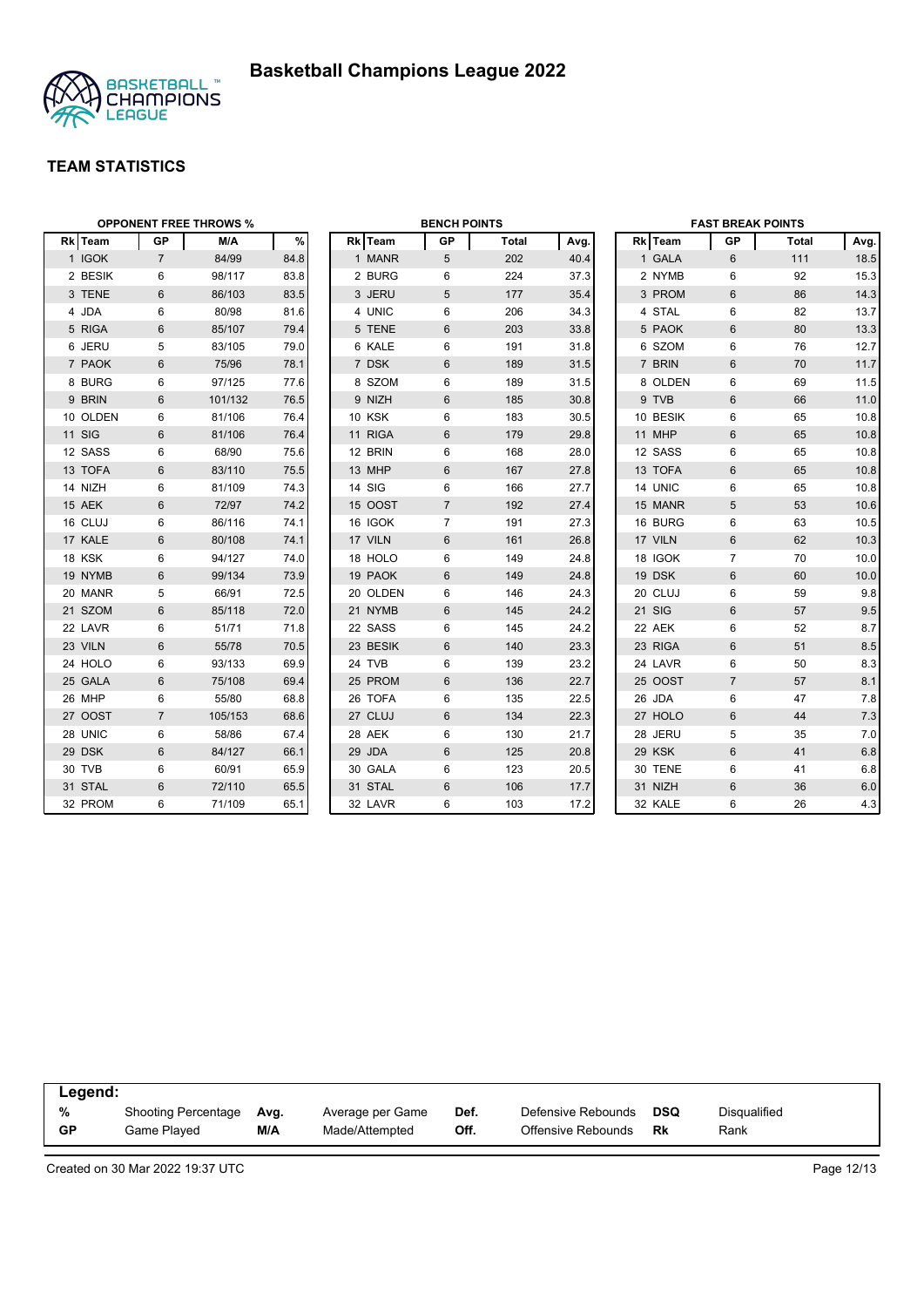# Basketball Champions League 2022

## TEAM STATISTICS

### OPPONENT FREE THROWS %

| Rk | Team | GP | M/A | % |
|---|---|---|---|---|
| 1 | IGOK | 7 | 84/99 | 84.8 |
| 2 | BESIK | 6 | 98/117 | 83.8 |
| 3 | TENE | 6 | 86/103 | 83.5 |
| 4 | JDA | 6 | 80/98 | 81.6 |
| 5 | RIGA | 6 | 85/107 | 79.4 |
| 6 | JERU | 5 | 83/105 | 79.0 |
| 7 | PAOK | 6 | 75/96 | 78.1 |
| 8 | BURG | 6 | 97/125 | 77.6 |
| 9 | BRIN | 6 | 101/132 | 76.5 |
| 10 | OLDEN | 6 | 81/106 | 76.4 |
| 11 | SIG | 6 | 81/106 | 76.4 |
| 12 | SASS | 6 | 68/90 | 75.6 |
| 13 | TOFA | 6 | 83/110 | 75.5 |
| 14 | NIZH | 6 | 81/109 | 74.3 |
| 15 | AEK | 6 | 72/97 | 74.2 |
| 16 | CLUJ | 6 | 86/116 | 74.1 |
| 17 | KALE | 6 | 80/108 | 74.1 |
| 18 | KSK | 6 | 94/127 | 74.0 |
| 19 | NYMB | 6 | 99/134 | 73.9 |
| 20 | MANR | 5 | 66/91 | 72.5 |
| 21 | SZOM | 6 | 85/118 | 72.0 |
| 22 | LAVR | 6 | 51/71 | 71.8 |
| 23 | VILN | 6 | 55/78 | 70.5 |
| 24 | HOLO | 6 | 93/133 | 69.9 |
| 25 | GALA | 6 | 75/108 | 69.4 |
| 26 | MHP | 6 | 55/80 | 68.8 |
| 27 | OOST | 7 | 105/153 | 68.6 |
| 28 | UNIC | 6 | 58/86 | 67.4 |
| 29 | DSK | 6 | 84/127 | 66.1 |
| 30 | TVB | 6 | 60/91 | 65.9 |
| 31 | STAL | 6 | 72/110 | 65.5 |
| 32 | PROM | 6 | 71/109 | 65.1 |

### BENCH POINTS

| Rk | Team | GP | Total | Avg. |
|---|---|---|---|---|
| 1 | MANR | 5 | 202 | 40.4 |
| 2 | BURG | 6 | 224 | 37.3 |
| 3 | JERU | 5 | 177 | 35.4 |
| 4 | UNIC | 6 | 206 | 34.3 |
| 5 | TENE | 6 | 203 | 33.8 |
| 6 | KALE | 6 | 191 | 31.8 |
| 7 | DSK | 6 | 189 | 31.5 |
| 8 | SZOM | 6 | 189 | 31.5 |
| 9 | NIZH | 6 | 185 | 30.8 |
| 10 | KSK | 6 | 183 | 30.5 |
| 11 | RIGA | 6 | 179 | 29.8 |
| 12 | BRIN | 6 | 168 | 28.0 |
| 13 | MHP | 6 | 167 | 27.8 |
| 14 | SIG | 6 | 166 | 27.7 |
| 15 | OOST | 7 | 192 | 27.4 |
| 16 | IGOK | 7 | 191 | 27.3 |
| 17 | VILN | 6 | 161 | 26.8 |
| 18 | HOLO | 6 | 149 | 24.8 |
| 19 | PAOK | 6 | 149 | 24.8 |
| 20 | OLDEN | 6 | 146 | 24.3 |
| 21 | NYMB | 6 | 145 | 24.2 |
| 22 | SASS | 6 | 145 | 24.2 |
| 23 | BESIK | 6 | 140 | 23.3 |
| 24 | TVB | 6 | 139 | 23.2 |
| 25 | PROM | 6 | 136 | 22.7 |
| 26 | TOFA | 6 | 135 | 22.5 |
| 27 | CLUJ | 6 | 134 | 22.3 |
| 28 | AEK | 6 | 130 | 21.7 |
| 29 | JDA | 6 | 125 | 20.8 |
| 30 | GALA | 6 | 123 | 20.5 |
| 31 | STAL | 6 | 106 | 17.7 |
| 32 | LAVR | 6 | 103 | 17.2 |

### FAST BREAK POINTS

| Rk | Team | GP | Total | Avg. |
|---|---|---|---|---|
| 1 | GALA | 6 | 111 | 18.5 |
| 2 | NYMB | 6 | 92 | 15.3 |
| 3 | PROM | 6 | 86 | 14.3 |
| 4 | STAL | 6 | 82 | 13.7 |
| 5 | PAOK | 6 | 80 | 13.3 |
| 6 | SZOM | 6 | 76 | 12.7 |
| 7 | BRIN | 6 | 70 | 11.7 |
| 8 | OLDEN | 6 | 69 | 11.5 |
| 9 | TVB | 6 | 66 | 11.0 |
| 10 | BESIK | 6 | 65 | 10.8 |
| 11 | MHP | 6 | 65 | 10.8 |
| 12 | SASS | 6 | 65 | 10.8 |
| 13 | TOFA | 6 | 65 | 10.8 |
| 14 | UNIC | 6 | 65 | 10.8 |
| 15 | MANR | 5 | 53 | 10.6 |
| 16 | BURG | 6 | 63 | 10.5 |
| 17 | VILN | 6 | 62 | 10.3 |
| 18 | IGOK | 7 | 70 | 10.0 |
| 19 | DSK | 6 | 60 | 10.0 |
| 20 | CLUJ | 6 | 59 | 9.8 |
| 21 | SIG | 6 | 57 | 9.5 |
| 22 | AEK | 6 | 52 | 8.7 |
| 23 | RIGA | 6 | 51 | 8.5 |
| 24 | LAVR | 6 | 50 | 8.3 |
| 25 | OOST | 7 | 57 | 8.1 |
| 26 | JDA | 6 | 47 | 7.8 |
| 27 | HOLO | 6 | 44 | 7.3 |
| 28 | JERU | 5 | 35 | 7.0 |
| 29 | KSK | 6 | 41 | 6.8 |
| 30 | TENE | 6 | 41 | 6.8 |
| 31 | NIZH | 6 | 36 | 6.0 |
| 32 | KALE | 6 | 26 | 4.3 |

**Legend:**

| | | | | | | | |
|---|---|---|---|---|---|---|---|
| % | Shooting Percentage | Avg. | Average per Game | Def. | Defensive Rebounds | DSQ | Disqualified |
| GP | Game Played | M/A | Made/Attempted | Off. | Offensive Rebounds | Rk | Rank |

Created on 30 Mar 2022 19:37 UTC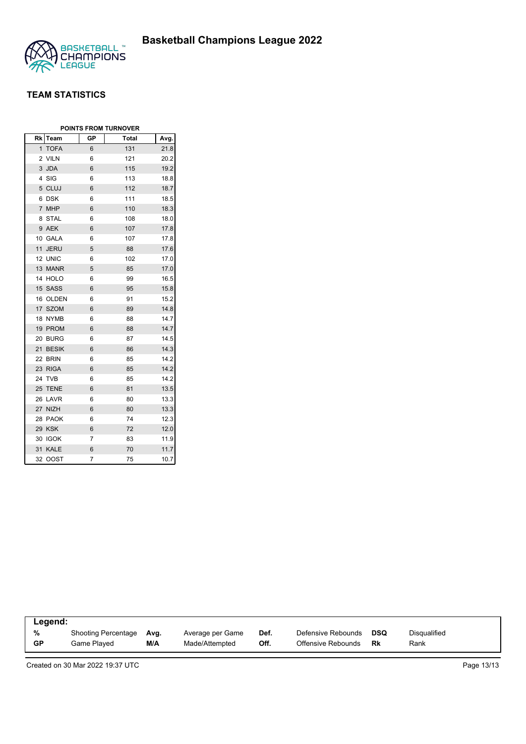# Basketball Champions League 2022

## TEAM STATISTICS

**POINTS FROM TURNOVER**

| Rk | Team | GP | Total | Avg. |
|---|---|---|---|---|
| 1 | TOFA | 6 | 131 | 21.8 |
| 2 | VILN | 6 | 121 | 20.2 |
| 3 | JDA | 6 | 115 | 19.2 |
| 4 | SIG | 6 | 113 | 18.8 |
| 5 | CLUJ | 6 | 112 | 18.7 |
| 6 | DSK | 6 | 111 | 18.5 |
| 7 | MHP | 6 | 110 | 18.3 |
| 8 | STAL | 6 | 108 | 18.0 |
| 9 | AEK | 6 | 107 | 17.8 |
| 10 | GALA | 6 | 107 | 17.8 |
| 11 | JERU | 5 | 88 | 17.6 |
| 12 | UNIC | 6 | 102 | 17.0 |
| 13 | MANR | 5 | 85 | 17.0 |
| 14 | HOLO | 6 | 99 | 16.5 |
| 15 | SASS | 6 | 95 | 15.8 |
| 16 | OLDEN | 6 | 91 | 15.2 |
| 17 | SZOM | 6 | 89 | 14.8 |
| 18 | NYMB | 6 | 88 | 14.7 |
| 19 | PROM | 6 | 88 | 14.7 |
| 20 | BURG | 6 | 87 | 14.5 |
| 21 | BESIK | 6 | 86 | 14.3 |
| 22 | BRIN | 6 | 85 | 14.2 |
| 23 | RIGA | 6 | 85 | 14.2 |
| 24 | TVB | 6 | 85 | 14.2 |
| 25 | TENE | 6 | 81 | 13.5 |
| 26 | LAVR | 6 | 80 | 13.3 |
| 27 | NIZH | 6 | 80 | 13.3 |
| 28 | PAOK | 6 | 74 | 12.3 |
| 29 | KSK | 6 | 72 | 12.0 |
| 30 | IGOK | 7 | 83 | 11.9 |
| 31 | KALE | 6 | 70 | 11.7 |
| 32 | OOST | 7 | 75 | 10.7 |

**Legend:**

| | | | | | | | |
|---|---|---|---|---|---|---|---|
| **%** | Shooting Percentage | **Avg.** | Average per Game | **Def.** | Defensive Rebounds | **DSQ** | Disqualified |
| **GP** | Game Played | **M/A** | Made/Attempted | **Off.** | Offensive Rebounds | **Rk** | Rank |

Created on 30 Mar 2022 19:37 UTC